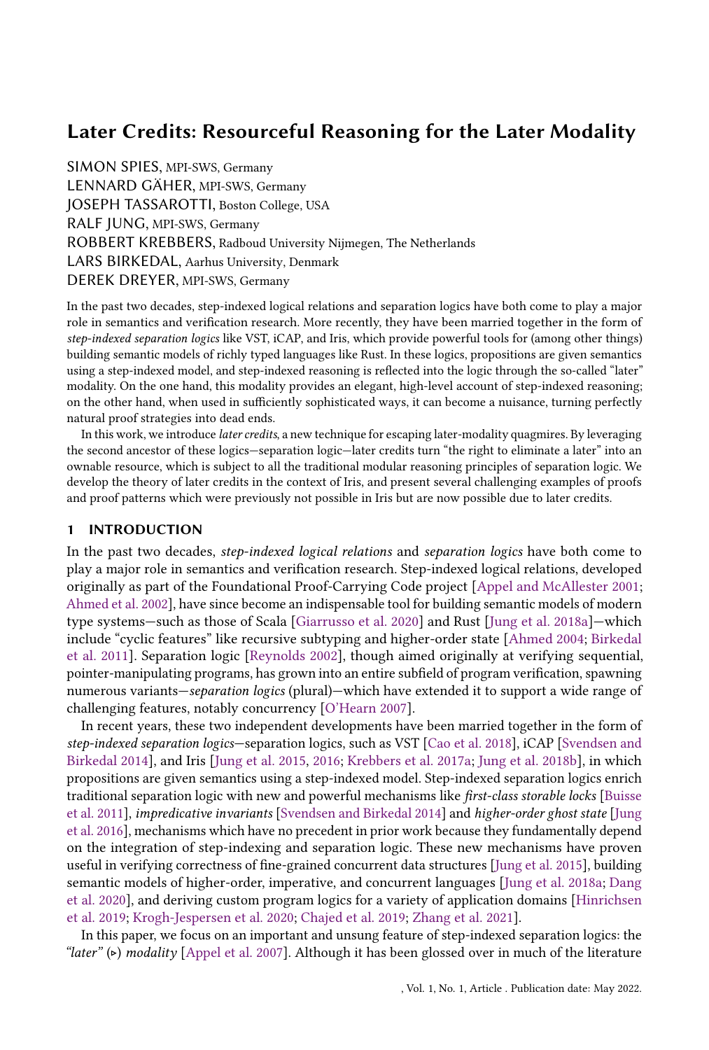# Later Credits: Resourceful Reasoning for the Later Modality

SIMON SPIES, MPI-SWS, Germany
LENNARD GÄHER, MPI-SWS, Germany
JOSEPH TASSAROTTI, Boston College, USA
RALF JUNG, MPI-SWS, Germany
ROBBERT KREBBERS, Radboud University Nijmegen, The Netherlands
LARS BIRKEDAL, Aarhus University, Denmark
DEREK DREYER, MPI-SWS, Germany

In the past two decades, step-indexed logical relations and separation logics have both come to play a major role in semantics and verification research. More recently, they have been married together in the form of *step-indexed separation logics* like VST, iCAP, and Iris, which provide powerful tools for (among other things) building semantic models of richly typed languages like Rust. In these logics, propositions are given semantics using a step-indexed model, and step-indexed reasoning is reflected into the logic through the so-called "later" modality. On the one hand, this modality provides an elegant, high-level account of step-indexed reasoning; on the other hand, when used in sufficiently sophisticated ways, it can become a nuisance, turning perfectly natural proof strategies into dead ends.

In this work, we introduce *later credits*, a new technique for escaping later-modality quagmires. By leveraging the second ancestor of these logics—separation logic—later credits turn "the right to eliminate a later" into an ownable resource, which is subject to all the traditional modular reasoning principles of separation logic. We develop the theory of later credits in the context of Iris, and present several challenging examples of proofs and proof patterns which were previously not possible in Iris but are now possible due to later credits.

## 1 INTRODUCTION

In the past two decades, *step-indexed logical relations* and *separation logics* have both come to play a major role in semantics and verification research. Step-indexed logical relations, developed originally as part of the Foundational Proof-Carrying Code project [Appel and McAllester 2001; Ahmed et al. 2002], have since become an indispensable tool for building semantic models of modern type systems—such as those of Scala [Giarrusso et al. 2020] and Rust [Jung et al. 2018a]—which include "cyclic features" like recursive subtyping and higher-order state [Ahmed 2004; Birkedal et al. 2011]. Separation logic [Reynolds 2002], though aimed originally at verifying sequential, pointer-manipulating programs, has grown into an entire subfield of program verification, spawning numerous variants—*separation logics* (plural)—which have extended it to support a wide range of challenging features, notably concurrency [O'Hearn 2007].

In recent years, these two independent developments have been married together in the form of *step-indexed separation logics*—separation logics, such as VST [Cao et al. 2018], iCAP [Svendsen and Birkedal 2014], and Iris [Jung et al. 2015, 2016; Krebbers et al. 2017a; Jung et al. 2018b], in which propositions are given semantics using a step-indexed model. Step-indexed separation logics enrich traditional separation logic with new and powerful mechanisms like *first-class storable locks* [Buisse et al. 2011], *impredicative invariants* [Svendsen and Birkedal 2014] and *higher-order ghost state* [Jung et al. 2016], mechanisms which have no precedent in prior work because they fundamentally depend on the integration of step-indexing and separation logic. These new mechanisms have proven useful in verifying correctness of fine-grained concurrent data structures [Jung et al. 2015], building semantic models of higher-order, imperative, and concurrent languages [Jung et al. 2018a; Dang et al. 2020], and deriving custom program logics for a variety of application domains [Hinrichsen et al. 2019; Krogh-Jespersen et al. 2020; Chajed et al. 2019; Zhang et al. 2021].

In this paper, we focus on an important and unsung feature of step-indexed separation logics: the *"later"* ($\triangleright$) *modality* [Appel et al. 2007]. Although it has been glossed over in much of the literature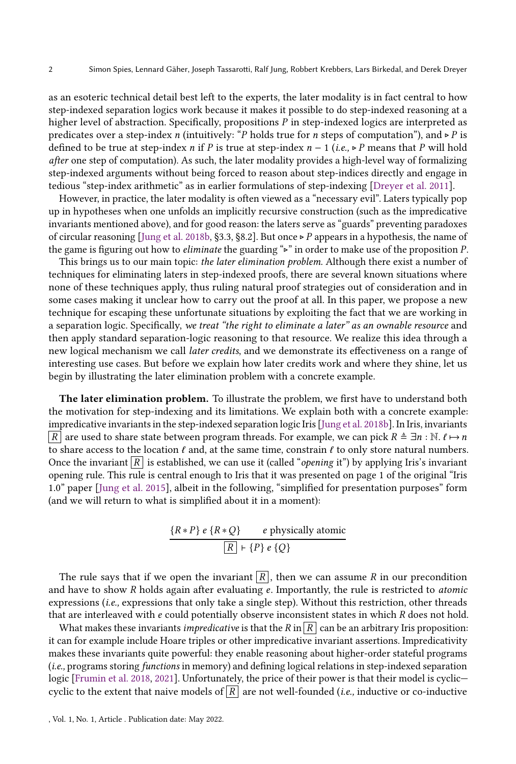as an esoteric technical detail best left to the experts, the later modality is in fact central to how step-indexed separation logics work because it makes it possible to do step-indexed reasoning at a higher level of abstraction. Specifically, propositions $P$ in step-indexed logics are interpreted as predicates over a step-index $n$ (intuitively: "$P$ holds true for $n$ steps of computation"), and $\triangleright P$ is defined to be true at step-index $n$ if $P$ is true at step-index $n-1$ (*i.e.,* $\triangleright P$ means that $P$ will hold *after* one step of computation). As such, the later modality provides a high-level way of formalizing step-indexed arguments without being forced to reason about step-indices directly and engage in tedious "step-index arithmetic" as in earlier formulations of step-indexing [Dreyer et al. 2011].

However, in practice, the later modality is often viewed as a "necessary evil". Laters typically pop up in hypotheses when one unfolds an implicitly recursive construction (such as the impredicative invariants mentioned above), and for good reason: the laters serve as "guards" preventing paradoxes of circular reasoning [Jung et al. 2018b, §3.3, §8.2]. But once $\triangleright P$ appears in a hypothesis, the name of the game is figuring out how to *eliminate* the guarding "$\triangleright$" in order to make use of the proposition $P$.

This brings us to our main topic: *the later elimination problem.* Although there exist a number of techniques for eliminating laters in step-indexed proofs, there are several known situations where none of these techniques apply, thus ruling natural proof strategies out of consideration and in some cases making it unclear how to carry out the proof at all. In this paper, we propose a new technique for escaping these unfortunate situations by exploiting the fact that we are working in a separation logic. Specifically, *we treat "the right to eliminate a later" as an ownable resource* and then apply standard separation-logic reasoning to that resource. We realize this idea through a new logical mechanism we call *later credits*, and we demonstrate its effectiveness on a range of interesting use cases. But before we explain how later credits work and where they shine, let us begin by illustrating the later elimination problem with a concrete example.

**The later elimination problem.** To illustrate the problem, we first have to understand both the motivation for step-indexing and its limitations. We explain both with a concrete example: impredicative invariants in the step-indexed separation logic Iris [Jung et al. 2018b]. In Iris, invariants $\boxed{R}$ are used to share state between program threads. For example, we can pick $R \triangleq \exists n : \mathbb{N}.\, \ell \mapsto n$ to share access to the location $\ell$ and, at the same time, constrain $\ell$ to only store natural numbers. Once the invariant $\boxed{R}$ is established, we can use it (called "*opening* it") by applying Iris's invariant opening rule. This rule is central enough to Iris that it was presented on page 1 of the original "Iris 1.0" paper [Jung et al. 2015], albeit in the following, "simplified for presentation purposes" form (and we will return to what is simplified about it in a moment):

$$\frac{\{R * P\}\; e\; \{R * Q\} \qquad e \text{ physically atomic}}{\boxed{R} \vdash \{P\}\; e\; \{Q\}}$$

The rule says that if we open the invariant $\boxed{R}$, then we can assume $R$ in our precondition and have to show $R$ holds again after evaluating $e$. Importantly, the rule is restricted to *atomic* expressions (*i.e.,* expressions that only take a single step). Without this restriction, other threads that are interleaved with $e$ could potentially observe inconsistent states in which $R$ does not hold.

What makes these invariants *impredicative* is that the $R$ in $\boxed{R}$ can be an arbitrary Iris proposition: it can for example include Hoare triples or other impredicative invariant assertions. Impredicativity makes these invariants quite powerful: they enable reasoning about higher-order stateful programs (*i.e.,* programs storing *functions* in memory) and defining logical relations in step-indexed separation logic [Frumin et al. 2018, 2021]. Unfortunately, the price of their power is that their model is cyclic—cyclic to the extent that naive models of $\boxed{R}$ are not well-founded (*i.e.,* inductive or co-inductive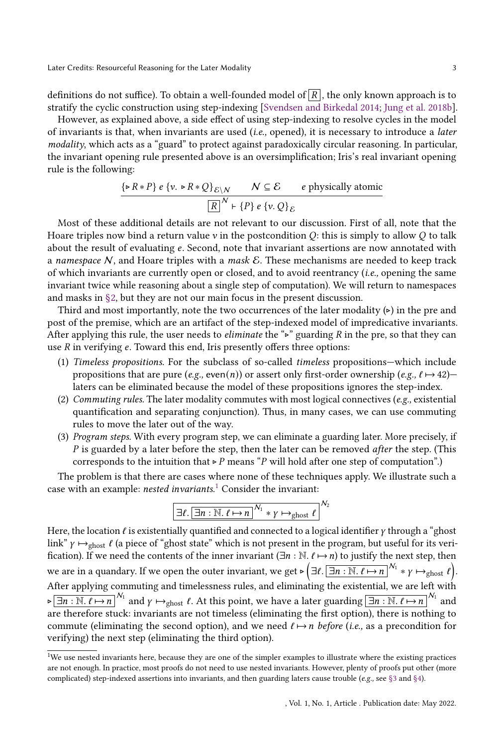definitions do not suffice). To obtain a well-founded model of $\boxed{R}$, the only known approach is to stratify the cyclic construction using step-indexing [Svendsen and Birkedal 2014; Jung et al. 2018b].

However, as explained above, a side effect of using step-indexing to resolve cycles in the model of invariants is that, when invariants are used (*i.e.,* opened), it is necessary to introduce a *later modality*, which acts as a "guard" to protect against paradoxically circular reasoning. In particular, the invariant opening rule presented above is an oversimplification; Iris's real invariant opening rule is the following:

$$\frac{\{\triangleright R * P\}\ e\ \{v.\ \triangleright R * Q\}_{\mathcal{E}\setminus\mathcal{N}} \qquad \mathcal{N} \subseteq \mathcal{E} \qquad e \text{ physically atomic}}{\boxed{R}^{\mathcal{N}} \vdash \{P\}\ e\ \{v.\ Q\}_{\mathcal{E}}}$$

Most of these additional details are not relevant to our discussion. First of all, note that the Hoare triples now bind a return value $v$ in the postcondition $Q$: this is simply to allow $Q$ to talk about the result of evaluating $e$. Second, note that invariant assertions are now annotated with a *namespace* $\mathcal{N}$, and Hoare triples with a *mask* $\mathcal{E}$. These mechanisms are needed to keep track of which invariants are currently open or closed, and to avoid reentrancy (*i.e.,* opening the same invariant twice while reasoning about a single step of computation). We will return to namespaces and masks in §2, but they are not our main focus in the present discussion.

Third and most importantly, note the two occurrences of the later modality ($\triangleright$) in the pre and post of the premise, which are an artifact of the step-indexed model of impredicative invariants. After applying this rule, the user needs to *eliminate* the "$\triangleright$" guarding $R$ in the pre, so that they can use $R$ in verifying $e$. Toward this end, Iris presently offers three options:

1. *Timeless propositions.* For the subclass of so-called *timeless* propositions—which include propositions that are pure (*e.g.,* $\mathsf{even}(n)$) or assert only first-order ownership (*e.g.,* $\ell \mapsto 42$)—laters can be eliminated because the model of these propositions ignores the step-index.
2. *Commuting rules.* The later modality commutes with most logical connectives (*e.g.,* existential quantification and separating conjunction). Thus, in many cases, we can use commuting rules to move the later out of the way.
3. *Program steps.* With every program step, we can eliminate a guarding later. More precisely, if $P$ is guarded by a later before the step, then the later can be removed *after* the step. (This corresponds to the intuition that $\triangleright P$ means "$P$ will hold after one step of computation".)

The problem is that there are cases where none of these techniques apply. We illustrate such a case with an example: *nested invariants*.[1] Consider the invariant:

$$\boxed{\exists \ell.\ \boxed{\exists n : \mathbb{N}.\ \ell \mapsto n}^{\mathcal{N}_1} * \gamma \mapsto_{\text{ghost}} \ell}^{\mathcal{N}_2}$$

Here, the location $\ell$ is existentially quantified and connected to a logical identifier $\gamma$ through a "ghost link" $\gamma \mapsto_{\text{ghost}} \ell$ (a piece of "ghost state" which is not present in the program, but useful for its verification). If we need the contents of the inner invariant ($\exists n : \mathbb{N}.\ \ell \mapsto n$) to justify the next step, then we are in a quandary. If we open the outer invariant, we get $\triangleright\left(\exists \ell.\ \boxed{\exists n : \mathbb{N}.\ \ell \mapsto n}^{\mathcal{N}_1} * \gamma \mapsto_{\text{ghost}} \ell\right)$. After applying commuting and timelessness rules, and eliminating the existential, we are left with $\triangleright\,\boxed{\exists n : \mathbb{N}.\ \ell \mapsto n}^{\mathcal{N}_1}$ and $\gamma \mapsto_{\text{ghost}} \ell$. At this point, we have a later guarding $\boxed{\exists n : \mathbb{N}.\ \ell \mapsto n}^{\mathcal{N}_1}$ and are therefore stuck: invariants are not timeless (eliminating the first option), there is nothing to commute (eliminating the second option), and we need $\ell \mapsto n$ *before* (*i.e.,* as a precondition for verifying) the next step (eliminating the third option).

[1] We use nested invariants here, because they are one of the simpler examples to illustrate where the existing practices are not enough. In practice, most proofs do not need to use nested invariants. However, plenty of proofs put other (more complicated) step-indexed assertions into invariants, and then guarding laters cause trouble (*e.g.,* see §3 and §4).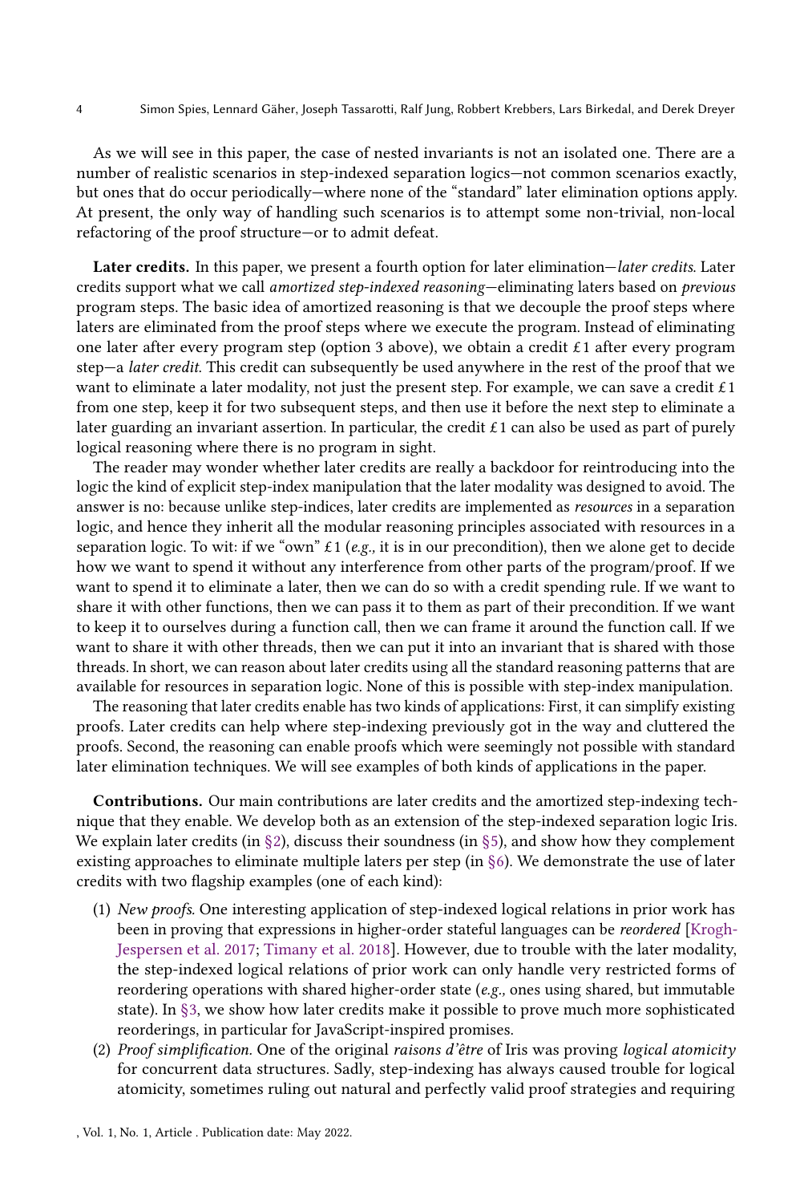As we will see in this paper, the case of nested invariants is not an isolated one. There are a number of realistic scenarios in step-indexed separation logics—not common scenarios exactly, but ones that do occur periodically—where none of the "standard" later elimination options apply. At present, the only way of handling such scenarios is to attempt some non-trivial, non-local refactoring of the proof structure—or to admit defeat.

**Later credits.** In this paper, we present a fourth option for later elimination—*later credits*. Later credits support what we call *amortized step-indexed reasoning*—eliminating laters based on *previous* program steps. The basic idea of amortized reasoning is that we decouple the proof steps where laters are eliminated from the proof steps where we execute the program. Instead of eliminating one later after every program step (option 3 above), we obtain a credit $£1$ after every program step—a *later credit*. This credit can subsequently be used anywhere in the rest of the proof that we want to eliminate a later modality, not just the present step. For example, we can save a credit $£1$ from one step, keep it for two subsequent steps, and then use it before the next step to eliminate a later guarding an invariant assertion. In particular, the credit $£1$ can also be used as part of purely logical reasoning where there is no program in sight.

The reader may wonder whether later credits are really a backdoor for reintroducing into the logic the kind of explicit step-index manipulation that the later modality was designed to avoid. The answer is no: because unlike step-indices, later credits are implemented as *resources* in a separation logic, and hence they inherit all the modular reasoning principles associated with resources in a separation logic. To wit: if we "own" $£1$ (*e.g.,* it is in our precondition), then we alone get to decide how we want to spend it without any interference from other parts of the program/proof. If we want to spend it to eliminate a later, then we can do so with a credit spending rule. If we want to share it with other functions, then we can pass it to them as part of their precondition. If we want to keep it to ourselves during a function call, then we can frame it around the function call. If we want to share it with other threads, then we can put it into an invariant that is shared with those threads. In short, we can reason about later credits using all the standard reasoning patterns that are available for resources in separation logic. None of this is possible with step-index manipulation.

The reasoning that later credits enable has two kinds of applications: First, it can simplify existing proofs. Later credits can help where step-indexing previously got in the way and cluttered the proofs. Second, the reasoning can enable proofs which were seemingly not possible with standard later elimination techniques. We will see examples of both kinds of applications in the paper.

**Contributions.** Our main contributions are later credits and the amortized step-indexing technique that they enable. We develop both as an extension of the step-indexed separation logic Iris. We explain later credits (in §2), discuss their soundness (in §5), and show how they complement existing approaches to eliminate multiple laters per step (in §6). We demonstrate the use of later credits with two flagship examples (one of each kind):

1. *New proofs.* One interesting application of step-indexed logical relations in prior work has been in proving that expressions in higher-order stateful languages can be *reordered* [Krogh-Jespersen et al. 2017; Timany et al. 2018]. However, due to trouble with the later modality, the step-indexed logical relations of prior work can only handle very restricted forms of reordering operations with shared higher-order state (*e.g.,* ones using shared, but immutable state). In §3, we show how later credits make it possible to prove much more sophisticated reorderings, in particular for JavaScript-inspired promises.
2. *Proof simplification.* One of the original *raisons d'être* of Iris was proving *logical atomicity* for concurrent data structures. Sadly, step-indexing has always caused trouble for logical atomicity, sometimes ruling out natural and perfectly valid proof strategies and requiring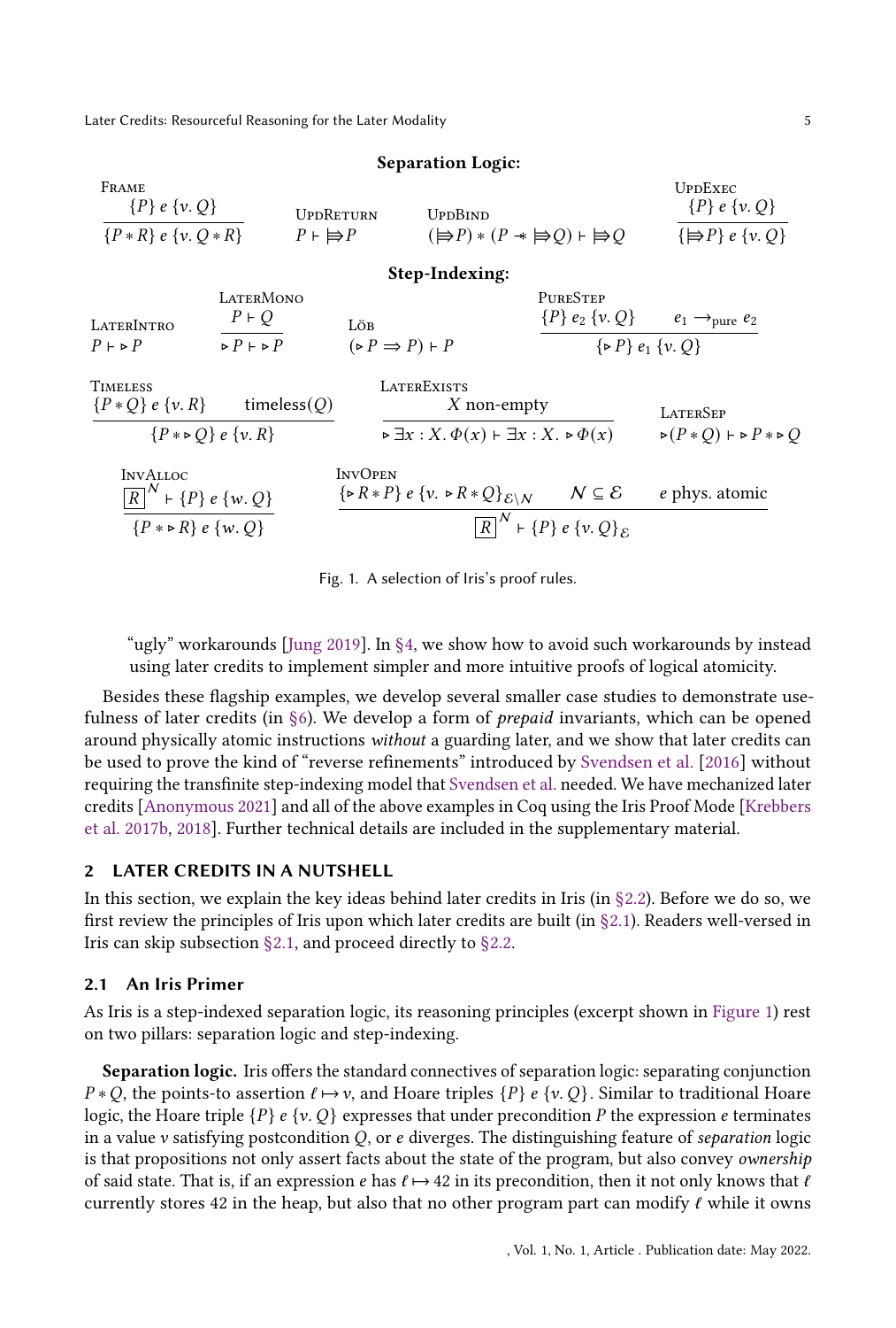**Separation Logic:**

Frame
$$\frac{\{P\}\ e\ \{v.\ Q\}}{\{P * R\}\ e\ \{v.\ Q * R\}}$$

UpdReturn
$$P \vdash \mathrel{\vert\!\!\Rrightarrow} P$$

UpdBind
$$(\mathrel{\vert\!\!\Rrightarrow} P) * (P \mathrel{-\!\!*} \mathrel{\vert\!\!\Rrightarrow} Q) \vdash \mathrel{\vert\!\!\Rrightarrow} Q$$

UpdExec
$$\frac{\{P\}\ e\ \{v.\ Q\}}{\{\mathrel{\vert\!\!\Rrightarrow} P\}\ e\ \{v.\ Q\}}$$

**Step-Indexing:**

LaterIntro
$$P \vdash \triangleright P$$

LaterMono
$$\frac{P \vdash Q}{\triangleright P \vdash \triangleright P}$$

Löb
$$(\triangleright P \Rightarrow P) \vdash P$$

PureStep
$$\frac{\{P\}\ e_2\ \{v.\ Q\} \qquad e_1 \rightarrow_{\text{pure}} e_2}{\{\triangleright P\}\ e_1\ \{v.\ Q\}}$$

Timeless
$$\frac{\{P * Q\}\ e\ \{v.\ R\} \qquad \text{timeless}(Q)}{\{P * \triangleright Q\}\ e\ \{v.\ R\}}$$

LaterExists
$$\frac{X \text{ non-empty}}{\triangleright \exists x : X.\ \Phi(x) \vdash \exists x : X.\ \triangleright \Phi(x)}$$

LaterSep
$$\triangleright (P * Q) \vdash \triangleright P * \triangleright Q$$

InvAlloc
$$\frac{\boxed{R}^{\mathcal{N}} \vdash \{P\}\ e\ \{w.\ Q\}}{\{P * \triangleright R\}\ e\ \{w.\ Q\}}$$

InvOpen
$$\frac{\{\triangleright R * P\}\ e\ \{v.\ \triangleright R * Q\}_{\mathcal{E}\setminus\mathcal{N}} \qquad \mathcal{N} \subseteq \mathcal{E} \qquad e \text{ phys. atomic}}{\boxed{R}^{\mathcal{N}} \vdash \{P\}\ e\ \{v.\ Q\}_{\mathcal{E}}}$$

Fig. 1. A selection of Iris's proof rules.

"ugly" workarounds [Jung 2019]. In §4, we show how to avoid such workarounds by instead using later credits to implement simpler and more intuitive proofs of logical atomicity.

Besides these flagship examples, we develop several smaller case studies to demonstrate usefulness of later credits (in §6). We develop a form of *prepaid* invariants, which can be opened around physically atomic instructions *without* a guarding later, and we show that later credits can be used to prove the kind of "reverse refinements" introduced by Svendsen et al. [2016] without requiring the transfinite step-indexing model that Svendsen et al. needed. We have mechanized later credits [Anonymous 2021] and all of the above examples in Coq using the Iris Proof Mode [Krebbers et al. 2017b, 2018]. Further technical details are included in the supplementary material.

## 2 LATER CREDITS IN A NUTSHELL

In this section, we explain the key ideas behind later credits in Iris (in §2.2). Before we do so, we first review the principles of Iris upon which later credits are built (in §2.1). Readers well-versed in Iris can skip subsection §2.1, and proceed directly to §2.2.

### 2.1 An Iris Primer

As Iris is a step-indexed separation logic, its reasoning principles (excerpt shown in Figure 1) rest on two pillars: separation logic and step-indexing.

**Separation logic.** Iris offers the standard connectives of separation logic: separating conjunction $P * Q$, the points-to assertion $\ell \mapsto v$, and Hoare triples $\{P\}\ e\ \{v.\ Q\}$. Similar to traditional Hoare logic, the Hoare triple $\{P\}\ e\ \{v.\ Q\}$ expresses that under precondition $P$ the expression $e$ terminates in a value $v$ satisfying postcondition $Q$, or $e$ diverges. The distinguishing feature of *separation* logic is that propositions not only assert facts about the state of the program, but also convey *ownership* of said state. That is, if an expression $e$ has $\ell \mapsto 42$ in its precondition, then it not only knows that $\ell$ currently stores 42 in the heap, but also that no other program part can modify $\ell$ while it owns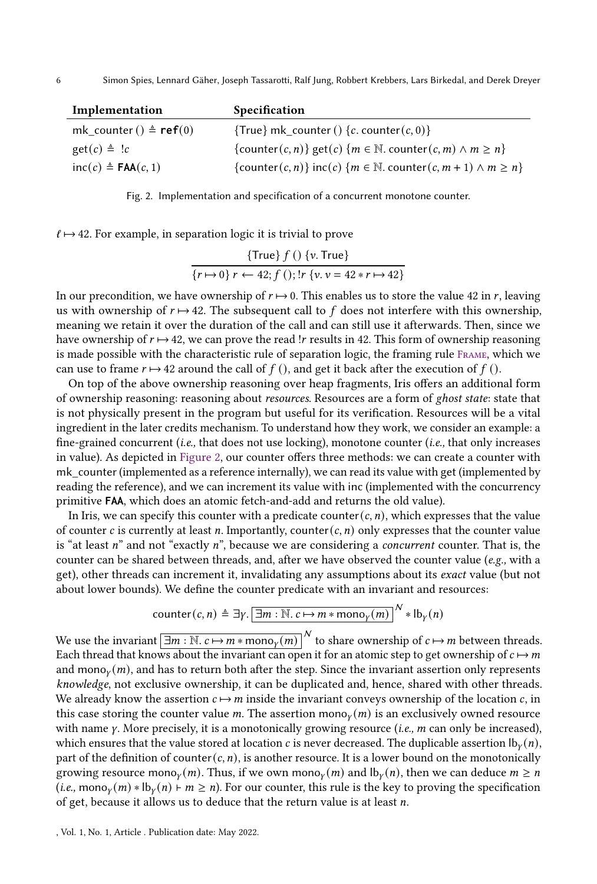| Implementation | Specification |
|---|---|
| $\mathsf{mk\_counter}\ () \triangleq \mathbf{ref}(0)$ | $\{\mathsf{True}\}\ \mathsf{mk\_counter}\ ()\ \{c.\ \mathsf{counter}(c, 0)\}$ |
| $\mathsf{get}(c) \triangleq\ !c$ | $\{\mathsf{counter}(c, n)\}\ \mathsf{get}(c)\ \{m \in \mathbb{N}.\ \mathsf{counter}(c, m) \land m \geq n\}$ |
| $\mathsf{inc}(c) \triangleq \mathbf{FAA}(c, 1)$ | $\{\mathsf{counter}(c, n)\}\ \mathsf{inc}(c)\ \{m \in \mathbb{N}.\ \mathsf{counter}(c, m + 1) \land m \geq n\}$ |

Fig. 2. Implementation and specification of a concurrent monotone counter.

$\ell \mapsto 42$. For example, in separation logic it is trivial to prove

$$\frac{\{\mathsf{True}\}\ f\ ()\ \{v.\ \mathsf{True}\}}{\{r \mapsto 0\}\ r \leftarrow 42; f\ (); !r\ \{v.\ v = 42 * r \mapsto 42\}}$$

In our precondition, we have ownership of $r \mapsto 0$. This enables us to store the value 42 in $r$, leaving us with ownership of $r \mapsto 42$. The subsequent call to $f$ does not interfere with this ownership, meaning we retain it over the duration of the call and can still use it afterwards. Then, since we have ownership of $r \mapsto 42$, we can prove the read $!r$ results in 42. This form of ownership reasoning is made possible with the characteristic rule of separation logic, the framing rule Frame, which we can use to frame $r \mapsto 42$ around the call of $f\ ()$, and get it back after the execution of $f\ ()$.

On top of the above ownership reasoning over heap fragments, Iris offers an additional form of ownership reasoning: reasoning about *resources*. Resources are a form of *ghost state*: state that is not physically present in the program but useful for its verification. Resources will be a vital ingredient in the later credits mechanism. To understand how they work, we consider an example: a fine-grained concurrent (*i.e.,* that does not use locking), monotone counter (*i.e.,* that only increases in value). As depicted in Figure 2, our counter offers three methods: we can create a counter with mk_counter (implemented as a reference internally), we can read its value with get (implemented by reading the reference), and we can increment its value with inc (implemented with the concurrency primitive **FAA**, which does an atomic fetch-and-add and returns the old value).

In Iris, we can specify this counter with a predicate $\mathsf{counter}(c, n)$, which expresses that the value of counter $c$ is currently at least $n$. Importantly, $\mathsf{counter}(c, n)$ only expresses that the counter value is "at least $n$" and not "exactly $n$", because we are considering a *concurrent* counter. That is, the counter can be shared between threads, and, after we have observed the counter value (*e.g.,* with a get), other threads can increment it, invalidating any assumptions about its *exact* value (but not about lower bounds). We define the counter predicate with an invariant and resources:

$$\mathsf{counter}(c, n) \triangleq \exists \gamma.\ \boxed{\exists m : \mathbb{N}.\ c \mapsto m * \mathsf{mono}_\gamma(m)}^{\mathcal{N}} * \mathsf{lb}_\gamma(n)$$

We use the invariant $\boxed{\exists m : \mathbb{N}.\ c \mapsto m * \mathsf{mono}_\gamma(m)}^{\mathcal{N}}$ to share ownership of $c \mapsto m$ between threads. Each thread that knows about the invariant can open it for an atomic step to get ownership of $c \mapsto m$ and $\mathsf{mono}_\gamma(m)$, and has to return both after the step. Since the invariant assertion only represents *knowledge*, not exclusive ownership, it can be duplicated and, hence, shared with other threads. We already know the assertion $c \mapsto m$ inside the invariant conveys ownership of the location $c$, in this case storing the counter value $m$. The assertion $\mathsf{mono}_\gamma(m)$ is an exclusively owned resource with name $\gamma$. More precisely, it is a monotonically growing resource (*i.e.,* $m$ can only be increased), which ensures that the value stored at location $c$ is never decreased. The duplicable assertion $\mathsf{lb}_\gamma(n)$, part of the definition of $\mathsf{counter}(c, n)$, is another resource. It is a lower bound on the monotonically growing resource $\mathsf{mono}_\gamma(m)$. Thus, if we own $\mathsf{mono}_\gamma(m)$ and $\mathsf{lb}_\gamma(n)$, then we can deduce $m \geq n$ (*i.e.,* $\mathsf{mono}_\gamma(m) * \mathsf{lb}_\gamma(n) \vdash m \geq n$). For our counter, this rule is the key to proving the specification of get, because it allows us to deduce that the return value is at least $n$.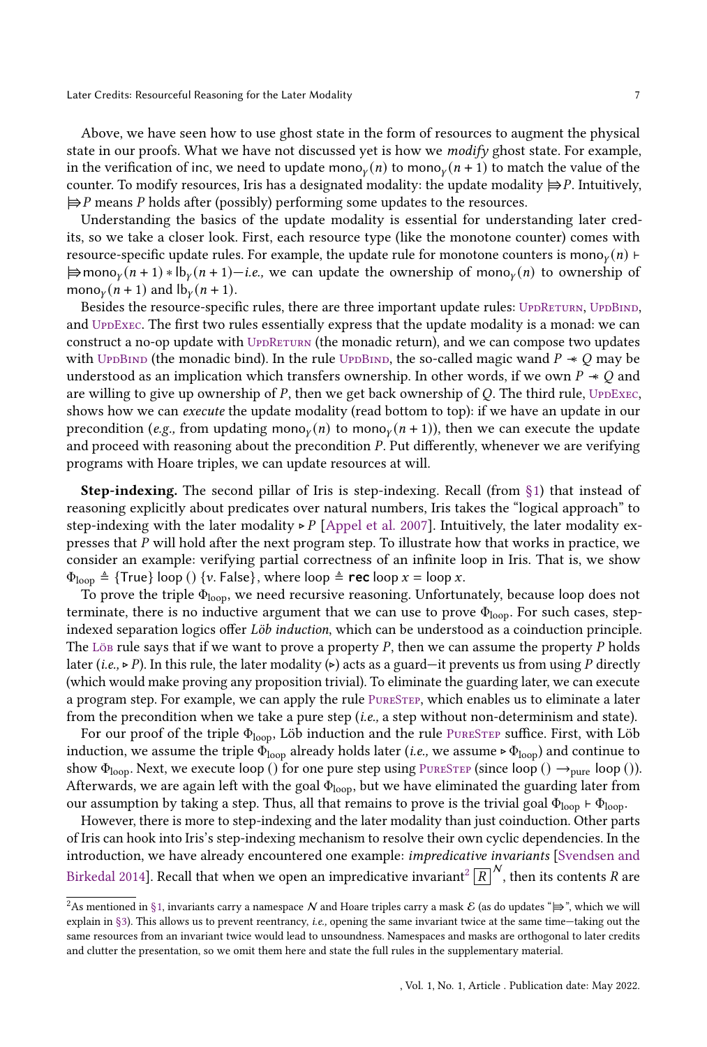Above, we have seen how to use ghost state in the form of resources to augment the physical state in our proofs. What we have not discussed yet is how we *modify* ghost state. For example, in the verification of inc, we need to update $\mathsf{mono}_\gamma(n)$ to $\mathsf{mono}_\gamma(n+1)$ to match the value of the counter. To modify resources, Iris has a designated modality: the update modality $\Rrightarrow P$. Intuitively, $\Rrightarrow P$ means $P$ holds after (possibly) performing some updates to the resources.

Understanding the basics of the update modality is essential for understanding later credits, so we take a closer look. First, each resource type (like the monotone counter) comes with resource-specific update rules. For example, the update rule for monotone counters is $\mathsf{mono}_\gamma(n) \vdash \Rrightarrow \mathsf{mono}_\gamma(n+1) * \mathsf{lb}_\gamma(n+1)$—*i.e.,* we can update the ownership of $\mathsf{mono}_\gamma(n)$ to ownership of $\mathsf{mono}_\gamma(n+1)$ and $\mathsf{lb}_\gamma(n+1)$.

Besides the resource-specific rules, there are three important update rules: UpdReturn, UpdBind, and UpdExec. The first two rules essentially express that the update modality is a monad: we can construct a no-op update with UpdReturn (the monadic return), and we can compose two updates with UpdBind (the monadic bind). In the rule UpdBind, the so-called magic wand $P \mathrel{-\!\!*} Q$ may be understood as an implication which transfers ownership. In other words, if we own $P \mathrel{-\!\!*} Q$ and are willing to give up ownership of $P$, then we get back ownership of $Q$. The third rule, UpdExec, shows how we can *execute* the update modality (read bottom to top): if we have an update in our precondition (*e.g.,* from updating $\mathsf{mono}_\gamma(n)$ to $\mathsf{mono}_\gamma(n+1)$), then we can execute the update and proceed with reasoning about the precondition $P$. Put differently, whenever we are verifying programs with Hoare triples, we can update resources at will.

**Step-indexing.** The second pillar of Iris is step-indexing. Recall (from §1) that instead of reasoning explicitly about predicates over natural numbers, Iris takes the "logical approach" to step-indexing with the later modality $\triangleright P$ [Appel et al. 2007]. Intuitively, the later modality expresses that $P$ will hold after the next program step. To illustrate how that works in practice, we consider an example: verifying partial correctness of an infinite loop in Iris. That is, we show $\Phi_{\mathsf{loop}} \triangleq \{\mathsf{True}\}\ \mathsf{loop}\ ()\ \{v.\ \mathsf{False}\}$, where $\mathsf{loop} \triangleq \mathbf{rec}\ \mathsf{loop}\ x = \mathsf{loop}\ x$.

To prove the triple $\Phi_{\mathsf{loop}}$, we need recursive reasoning. Unfortunately, because loop does not terminate, there is no inductive argument that we can use to prove $\Phi_{\mathsf{loop}}$. For such cases, step-indexed separation logics offer *Löb induction*, which can be understood as a coinduction principle. The Löb rule says that if we want to prove a property $P$, then we can assume the property $P$ holds later (*i.e.,* $\triangleright P$). In this rule, the later modality ($\triangleright$) acts as a guard—it prevents us from using $P$ directly (which would make proving any proposition trivial). To eliminate the guarding later, we can execute a program step. For example, we can apply the rule PureStep, which enables us to eliminate a later from the precondition when we take a pure step (*i.e.,* a step without non-determinism and state).

For our proof of the triple $\Phi_{\mathsf{loop}}$, Löb induction and the rule PureStep suffice. First, with Löb induction, we assume the triple $\Phi_{\mathsf{loop}}$ already holds later (*i.e.,* we assume $\triangleright \Phi_{\mathsf{loop}}$) and continue to show $\Phi_{\mathsf{loop}}$. Next, we execute loop () for one pure step using PureStep (since $\mathsf{loop}\ () \rightarrow_{\mathsf{pure}} \mathsf{loop}\ ()$). Afterwards, we are again left with the goal $\Phi_{\mathsf{loop}}$, but we have eliminated the guarding later from our assumption by taking a step. Thus, all that remains to prove is the trivial goal $\Phi_{\mathsf{loop}} \vdash \Phi_{\mathsf{loop}}$.

However, there is more to step-indexing and the later modality than just coinduction. Other parts of Iris can hook into Iris's step-indexing mechanism to resolve their own cyclic dependencies. In the introduction, we have already encountered one example: *impredicative invariants* [Svendsen and Birkedal 2014]. Recall that when we open an impredicative invariant[2] $\boxed{R}^{\mathcal{N}}$, then its contents $R$ are

[2] As mentioned in §1, invariants carry a namespace $\mathcal{N}$ and Hoare triples carry a mask $\mathcal{E}$ (as do updates "$\Rrightarrow$", which we will explain in §3). This allows us to prevent reentrancy, *i.e.,* opening the same invariant twice at the same time—taking out the same resources from an invariant twice would lead to unsoundness. Namespaces and masks are orthogonal to later credits and clutter the presentation, so we omit them here and state the full rules in the supplementary material.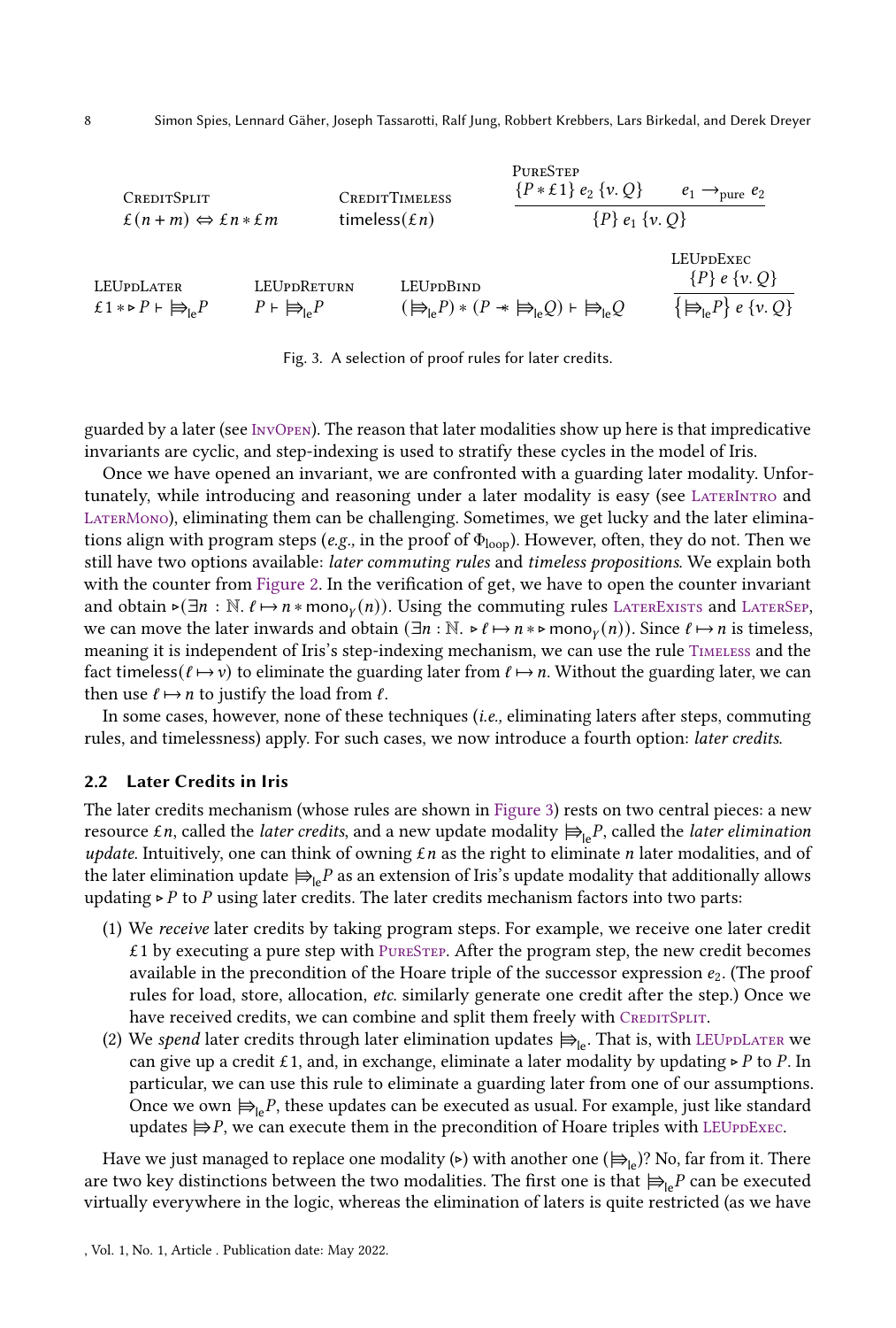CreditSplit
$$\pounds(n+m) \Leftrightarrow \pounds n * \pounds m$$

CreditTimeless
$$\mathrm{timeless}(\pounds n)$$

PureStep
$$\frac{\{P * \pounds 1\}\ e_2\ \{v.\ Q\} \qquad e_1 \to_{\mathrm{pure}} e_2}{\{P\}\ e_1\ \{v.\ Q\}}$$

LEUpdLater
$$\pounds 1 * \triangleright P \vdash \Rrightarrow_{\mathsf{le}} P$$

LEUpdReturn
$$P \vdash \Rrightarrow_{\mathsf{le}} P$$

LEUpdBind
$$(\Rrightarrow_{\mathsf{le}} P) * (P \twoheadrightarrow \Rrightarrow_{\mathsf{le}} Q) \vdash \Rrightarrow_{\mathsf{le}} Q$$

LEUpdExec
$$\frac{\{P\}\ e\ \{v.\ Q\}}{\{\Rrightarrow_{\mathsf{le}} P\}\ e\ \{v.\ Q\}}$$

Fig. 3. A selection of proof rules for later credits.

guarded by a later (see InvOpen). The reason that later modalities show up here is that impredicative invariants are cyclic, and step-indexing is used to stratify these cycles in the model of Iris.

Once we have opened an invariant, we are confronted with a guarding later modality. Unfortunately, while introducing and reasoning under a later modality is easy (see LaterIntro and LaterMono), eliminating them can be challenging. Sometimes, we get lucky and the later eliminations align with program steps (*e.g.,* in the proof of $\Phi_{\mathrm{loop}}$). However, often, they do not. Then we still have two options available: *later commuting rules* and *timeless propositions*. We explain both with the counter from Figure 2. In the verification of get, we have to open the counter invariant and obtain $\triangleright(\exists n : \mathbb{N}.\ \ell \mapsto n * \mathrm{mono}_\gamma(n))$. Using the commuting rules LaterExists and LaterSep, we can move the later inwards and obtain $(\exists n : \mathbb{N}.\ \triangleright \ell \mapsto n * \triangleright \mathrm{mono}_\gamma(n))$. Since $\ell \mapsto n$ is timeless, meaning it is independent of Iris's step-indexing mechanism, we can use the rule Timeless and the fact $\mathrm{timeless}(\ell \mapsto v)$ to eliminate the guarding later from $\ell \mapsto n$. Without the guarding later, we can then use $\ell \mapsto n$ to justify the load from $\ell$.

In some cases, however, none of these techniques (*i.e.,* eliminating laters after steps, commuting rules, and timelessness) apply. For such cases, we now introduce a fourth option: *later credits*.

## 2.2 Later Credits in Iris

The later credits mechanism (whose rules are shown in Figure 3) rests on two central pieces: a new resource $\pounds n$, called the *later credits*, and a new update modality $\Rrightarrow_{\mathsf{le}} P$, called the *later elimination update*. Intuitively, one can think of owning $\pounds n$ as the right to eliminate $n$ later modalities, and of the later elimination update $\Rrightarrow_{\mathsf{le}} P$ as an extension of Iris's update modality that additionally allows updating $\triangleright P$ to $P$ using later credits. The later credits mechanism factors into two parts:

1. We *receive* later credits by taking program steps. For example, we receive one later credit $\pounds 1$ by executing a pure step with PureStep. After the program step, the new credit becomes available in the precondition of the Hoare triple of the successor expression $e_2$. (The proof rules for load, store, allocation, *etc.* similarly generate one credit after the step.) Once we have received credits, we can combine and split them freely with CreditSplit.
2. We *spend* later credits through later elimination updates $\Rrightarrow_{\mathsf{le}}$. That is, with LEUpdLater we can give up a credit $\pounds 1$, and, in exchange, eliminate a later modality by updating $\triangleright P$ to $P$. In particular, we can use this rule to eliminate a guarding later from one of our assumptions. Once we own $\Rrightarrow_{\mathsf{le}} P$, these updates can be executed as usual. For example, just like standard updates $\Rrightarrow P$, we can execute them in the precondition of Hoare triples with LEUpdExec.

Have we just managed to replace one modality ($\triangleright$) with another one ($\Rrightarrow_{\mathsf{le}}$)? No, far from it. There are two key distinctions between the two modalities. The first one is that $\Rrightarrow_{\mathsf{le}} P$ can be executed virtually everywhere in the logic, whereas the elimination of laters is quite restricted (as we have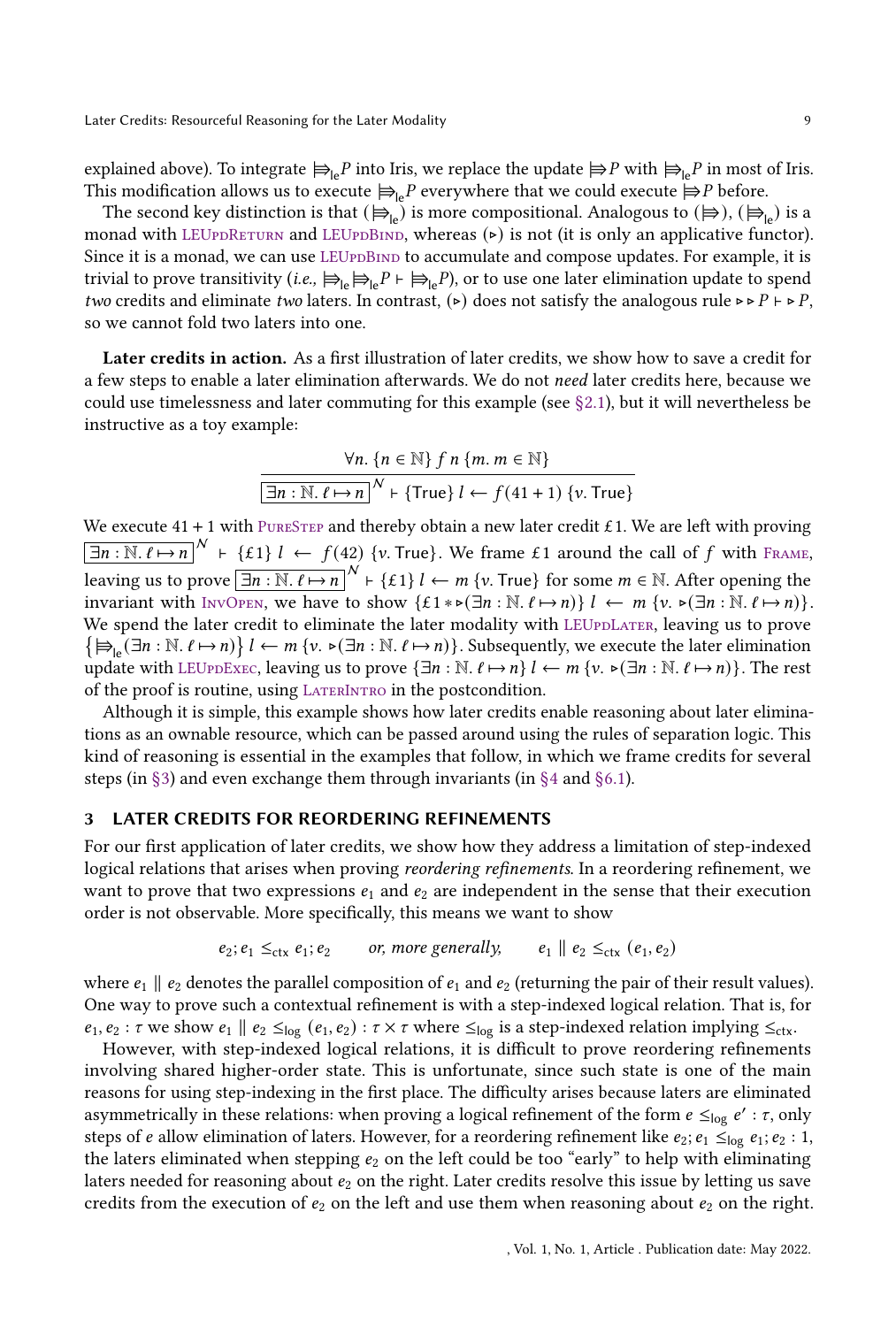explained above). To integrate $\Rrightarrow_{\mathsf{le}} P$ into Iris, we replace the update $\Rrightarrow P$ with $\Rrightarrow_{\mathsf{le}} P$ in most of Iris. This modification allows us to execute $\Rrightarrow_{\mathsf{le}} P$ everywhere that we could execute $\Rrightarrow P$ before.

The second key distinction is that $(\Rrightarrow_{\mathsf{le}})$ is more compositional. Analogous to $(\Rrightarrow)$, $(\Rrightarrow_{\mathsf{le}})$ is a monad with LEUpdReturn and LEUpdBind, whereas $(\triangleright)$ is not (it is only an applicative functor). Since it is a monad, we can use LEUpdBind to accumulate and compose updates. For example, it is trivial to prove transitivity (*i.e.,* $\Rrightarrow_{\mathsf{le}} \Rrightarrow_{\mathsf{le}} P \vdash \Rrightarrow_{\mathsf{le}} P$), or to use one later elimination update to spend *two* credits and eliminate *two* laters. In contrast, $(\triangleright)$ does not satisfy the analogous rule $\triangleright \triangleright P \vdash \triangleright P$, so we cannot fold two laters into one.

**Later credits in action.** As a first illustration of later credits, we show how to save a credit for a few steps to enable a later elimination afterwards. We do not *need* later credits here, because we could use timelessness and later commuting for this example (see §2.1), but it will nevertheless be instructive as a toy example:

$$\frac{\forall n.\, \{n \in \mathbb{N}\}\; f\; n\; \{m.\, m \in \mathbb{N}\}}{\boxed{\exists n : \mathbb{N}.\, \ell \mapsto n}^{\mathcal{N}} \vdash \{\mathsf{True}\}\; l \leftarrow f(41+1)\; \{v.\, \mathsf{True}\}}$$

We execute $41 + 1$ with PureStep and thereby obtain a new later credit $£1$. We are left with proving $\boxed{\exists n : \mathbb{N}.\, \ell \mapsto n}^{\mathcal{N}} \vdash \{£1\}\; l \leftarrow f(42)\; \{v.\, \mathsf{True}\}$. We frame $£1$ around the call of $f$ with Frame, leaving us to prove $\boxed{\exists n : \mathbb{N}.\, \ell \mapsto n}^{\mathcal{N}} \vdash \{£1\}\; l \leftarrow m\; \{v.\, \mathsf{True}\}$ for some $m \in \mathbb{N}$. After opening the invariant with InvOpen, we have to show $\{£1 * \triangleright(\exists n : \mathbb{N}.\, \ell \mapsto n)\}\; l \leftarrow m\; \{v.\, \triangleright(\exists n : \mathbb{N}.\, \ell \mapsto n)\}$. We spend the later credit to eliminate the later modality with LEUpdLater, leaving us to prove $\{\Rrightarrow_{\mathsf{le}}(\exists n : \mathbb{N}.\, \ell \mapsto n)\}\; l \leftarrow m\; \{v.\, \triangleright(\exists n : \mathbb{N}.\, \ell \mapsto n)\}$. Subsequently, we execute the later elimination update with LEUpdExec, leaving us to prove $\{\exists n : \mathbb{N}.\, \ell \mapsto n\}\; l \leftarrow m\; \{v.\, \triangleright(\exists n : \mathbb{N}.\, \ell \mapsto n)\}$. The rest of the proof is routine, using LaterIntro in the postcondition.

Although it is simple, this example shows how later credits enable reasoning about later eliminations as an ownable resource, which can be passed around using the rules of separation logic. This kind of reasoning is essential in the examples that follow, in which we frame credits for several steps (in §3) and even exchange them through invariants (in §4 and §6.1).

## 3 LATER CREDITS FOR REORDERING REFINEMENTS

For our first application of later credits, we show how they address a limitation of step-indexed logical relations that arises when proving *reordering refinements*. In a reordering refinement, we want to prove that two expressions $e_1$ and $e_2$ are independent in the sense that their execution order is not observable. More specifically, this means we want to show

$$e_2; e_1 \leq_{\mathsf{ctx}} e_1; e_2 \qquad \textit{or, more generally,} \qquad e_1 \parallel e_2 \leq_{\mathsf{ctx}} (e_1, e_2)$$

where $e_1 \parallel e_2$ denotes the parallel composition of $e_1$ and $e_2$ (returning the pair of their result values). One way to prove such a contextual refinement is with a step-indexed logical relation. That is, for $e_1, e_2 : \tau$ we show $e_1 \parallel e_2 \leq_{\mathsf{log}} (e_1, e_2) : \tau \times \tau$ where $\leq_{\mathsf{log}}$ is a step-indexed relation implying $\leq_{\mathsf{ctx}}$.

However, with step-indexed logical relations, it is difficult to prove reordering refinements involving shared higher-order state. This is unfortunate, since such state is one of the main reasons for using step-indexing in the first place. The difficulty arises because laters are eliminated asymmetrically in these relations: when proving a logical refinement of the form $e \leq_{\mathsf{log}} e' : \tau$, only steps of $e$ allow elimination of laters. However, for a reordering refinement like $e_2; e_1 \leq_{\mathsf{log}} e_1; e_2 : 1$, the laters eliminated when stepping $e_2$ on the left could be too "early" to help with eliminating laters needed for reasoning about $e_2$ on the right. Later credits resolve this issue by letting us save credits from the execution of $e_2$ on the left and use them when reasoning about $e_2$ on the right.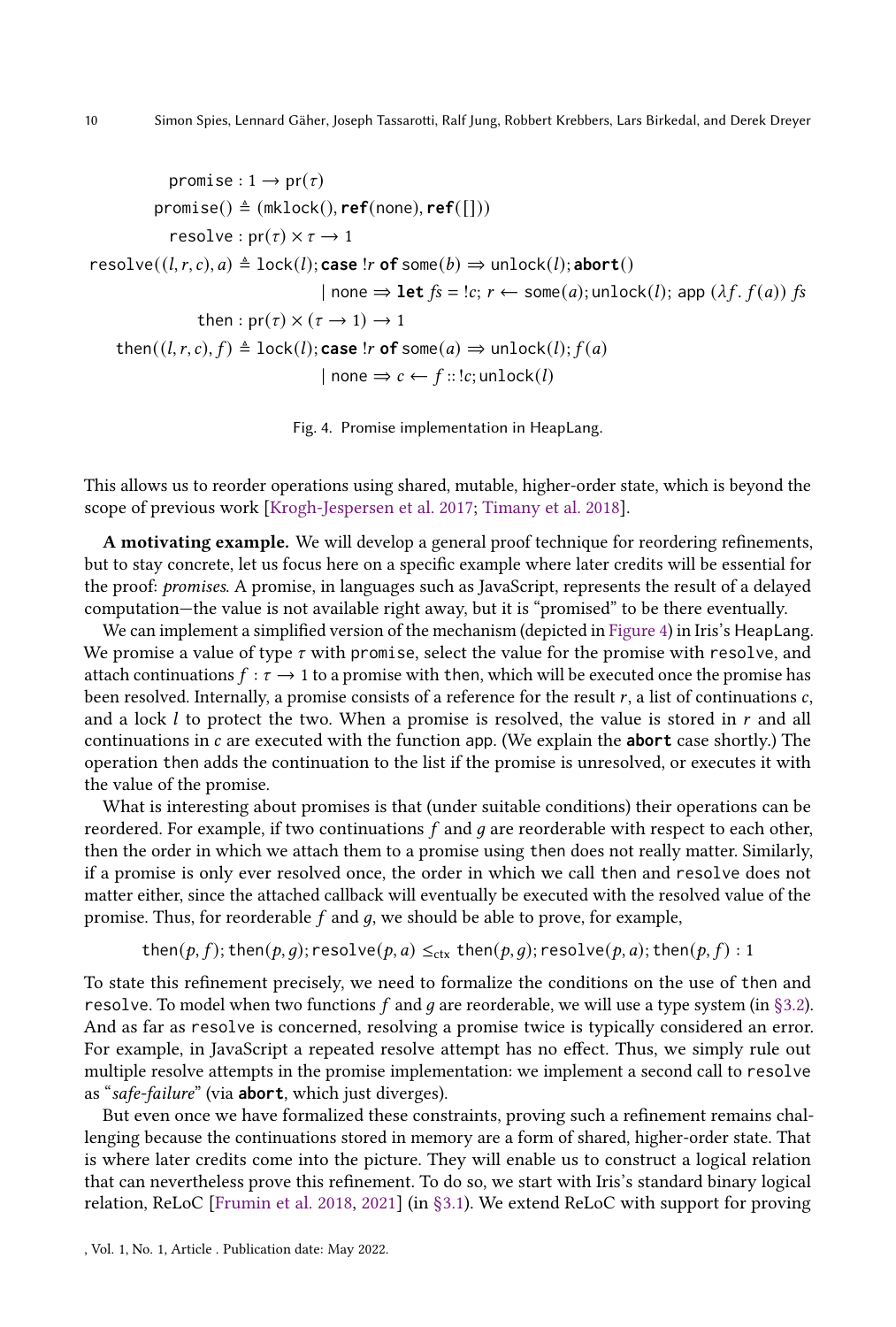$$
\begin{aligned}
\texttt{promise} &: 1 \to \mathsf{pr}(\tau) \\
\texttt{promise}() &\triangleq (\texttt{mklock}(), \mathbf{ref}(\texttt{none}), \mathbf{ref}([\,])) \\
\texttt{resolve} &: \mathsf{pr}(\tau) \times \tau \to 1 \\
\texttt{resolve}((l, r, c), a) &\triangleq \texttt{lock}(l); \mathbf{case}\ !r\ \mathbf{of}\ \texttt{some}(b) \Rightarrow \texttt{unlock}(l); \mathbf{abort}() \\
&\qquad\qquad\qquad\quad\ \mid \texttt{none} \Rightarrow \mathbf{let}\ fs = !c;\ r \leftarrow \texttt{some}(a); \texttt{unlock}(l);\ \texttt{app}\ (\lambda f.\, f(a))\ fs \\
\texttt{then} &: \mathsf{pr}(\tau) \times (\tau \to 1) \to 1 \\
\texttt{then}((l, r, c), f) &\triangleq \texttt{lock}(l); \mathbf{case}\ !r\ \mathbf{of}\ \texttt{some}(a) \Rightarrow \texttt{unlock}(l); f(a) \\
&\qquad\qquad\qquad\quad\ \mid \texttt{none} \Rightarrow c \leftarrow f :: !c; \texttt{unlock}(l)
\end{aligned}
$$

Fig. 4. Promise implementation in HeapLang.

This allows us to reorder operations using shared, mutable, higher-order state, which is beyond the scope of previous work [Krogh-Jespersen et al. 2017; Timany et al. 2018].

**A motivating example.** We will develop a general proof technique for reordering refinements, but to stay concrete, let us focus here on a specific example where later credits will be essential for the proof: *promises*. A promise, in languages such as JavaScript, represents the result of a delayed computation—the value is not available right away, but it is "promised" to be there eventually.

We can implement a simplified version of the mechanism (depicted in Figure 4) in Iris's HeapLang. We promise a value of type $\tau$ with promise, select the value for the promise with resolve, and attach continuations $f : \tau \to 1$ to a promise with then, which will be executed once the promise has been resolved. Internally, a promise consists of a reference for the result $r$, a list of continuations $c$, and a lock $l$ to protect the two. When a promise is resolved, the value is stored in $r$ and all continuations in $c$ are executed with the function app. (We explain the **abort** case shortly.) The operation then adds the continuation to the list if the promise is unresolved, or executes it with the value of the promise.

What is interesting about promises is that (under suitable conditions) their operations can be reordered. For example, if two continuations $f$ and $g$ are reorderable with respect to each other, then the order in which we attach them to a promise using then does not really matter. Similarly, if a promise is only ever resolved once, the order in which we call then and resolve does not matter either, since the attached callback will eventually be executed with the resolved value of the promise. Thus, for reorderable $f$ and $g$, we should be able to prove, for example,

$$
\texttt{then}(p, f); \texttt{then}(p, g); \texttt{resolve}(p, a) \leq_{\text{ctx}} \texttt{then}(p, g); \texttt{resolve}(p, a); \texttt{then}(p, f) : 1
$$

To state this refinement precisely, we need to formalize the conditions on the use of then and resolve. To model when two functions $f$ and $g$ are reorderable, we will use a type system (in §3.2). And as far as resolve is concerned, resolving a promise twice is typically considered an error. For example, in JavaScript a repeated resolve attempt has no effect. Thus, we simply rule out multiple resolve attempts in the promise implementation: we implement a second call to resolve as "*safe-failure*" (via **abort**, which just diverges).

But even once we have formalized these constraints, proving such a refinement remains challenging because the continuations stored in memory are a form of shared, higher-order state. That is where later credits come into the picture. They will enable us to construct a logical relation that can nevertheless prove this refinement. To do so, we start with Iris's standard binary logical relation, ReLoC [Frumin et al. 2018, 2021] (in §3.1). We extend ReLoC with support for proving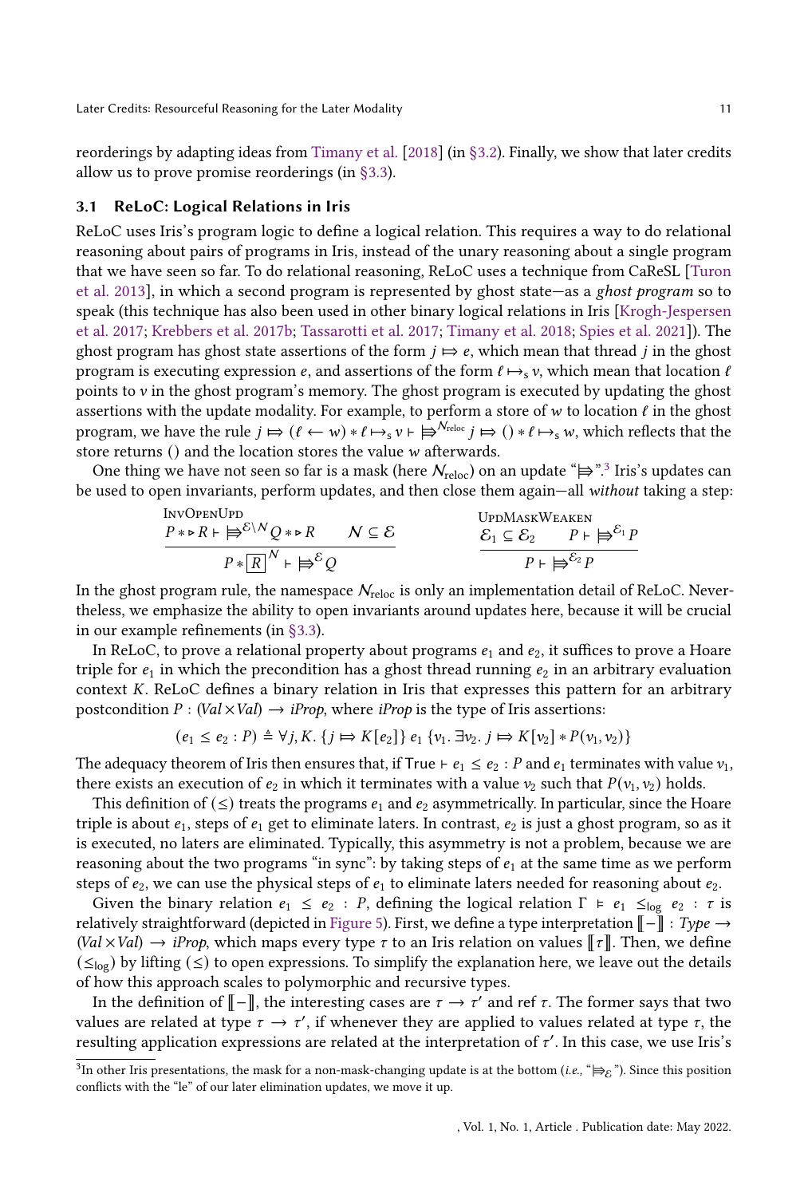reorderings by adapting ideas from Timany et al. [2018] (in §3.2). Finally, we show that later credits allow us to prove promise reorderings (in §3.3).

### 3.1 ReLoC: Logical Relations in Iris

ReLoC uses Iris's program logic to define a logical relation. This requires a way to do relational reasoning about pairs of programs in Iris, instead of the unary reasoning about a single program that we have seen so far. To do relational reasoning, ReLoC uses a technique from CaReSL [Turon et al. 2013], in which a second program is represented by ghost state—as a *ghost program* so to speak (this technique has also been used in other binary logical relations in Iris [Krogh-Jespersen et al. 2017; Krebbers et al. 2017b; Tassarotti et al. 2017; Timany et al. 2018; Spies et al. 2021]). The ghost program has ghost state assertions of the form $j \Rrightarrow e$, which mean that thread $j$ in the ghost program is executing expression $e$, and assertions of the form $\ell \mapsto_{\mathrm{s}} v$, which mean that location $\ell$ points to $v$ in the ghost program's memory. The ghost program is executed by updating the ghost assertions with the update modality. For example, to perform a store of $w$ to location $\ell$ in the ghost program, we have the rule $j \Rrightarrow (\ell \leftarrow w) * \ell \mapsto_{\mathrm{s}} v \vdash \mathrel{\Rrightarrow}^{\mathcal{N}_{\mathrm{reloc}}} j \Rrightarrow () * \ell \mapsto_{\mathrm{s}} w$, which reflects that the store returns $()$ and the location stores the value $w$ afterwards.

One thing we have not seen so far is a mask (here $\mathcal{N}_{\mathrm{reloc}}$) on an update "$\Rrightarrow$".[3] Iris's updates can be used to open invariants, perform updates, and then close them again—all *without* taking a step:

$$\textsc{InvOpenUpd}\quad \frac{P * \triangleright R \vdash \mathrel{\Rrightarrow}^{\mathcal{E}\setminus\mathcal{N}} Q * \triangleright R \qquad \mathcal{N} \subseteq \mathcal{E}}{P * \boxed{R}^{\mathcal{N}} \vdash \mathrel{\Rrightarrow}^{\mathcal{E}} Q} \qquad\qquad \textsc{UpdMaskWeaken}\quad \frac{\mathcal{E}_1 \subseteq \mathcal{E}_2 \qquad P \vdash \mathrel{\Rrightarrow}^{\mathcal{E}_1} P}{P \vdash \mathrel{\Rrightarrow}^{\mathcal{E}_2} P}$$

In the ghost program rule, the namespace $\mathcal{N}_{\mathrm{reloc}}$ is only an implementation detail of ReLoC. Nevertheless, we emphasize the ability to open invariants around updates here, because it will be crucial in our example refinements (in §3.3).

In ReLoC, to prove a relational property about programs $e_1$ and $e_2$, it suffices to prove a Hoare triple for $e_1$ in which the precondition has a ghost thread running $e_2$ in an arbitrary evaluation context $K$. ReLoC defines a binary relation in Iris that expresses this pattern for an arbitrary postcondition $P : (\mathit{Val} \times \mathit{Val}) \to \mathit{iProp}$, where $\mathit{iProp}$ is the type of Iris assertions:

$$(e_1 \leq e_2 : P) \triangleq \forall j, K.\ \{j \Rrightarrow K[e_2]\}\ e_1\ \{v_1.\ \exists v_2.\ j \Rrightarrow K[v_2] * P(v_1, v_2)\}$$

The adequacy theorem of Iris then ensures that, if $\mathrm{True} \vdash e_1 \leq e_2 : P$ and $e_1$ terminates with value $v_1$, there exists an execution of $e_2$ in which it terminates with a value $v_2$ such that $P(v_1, v_2)$ holds.

This definition of $(\leq)$ treats the programs $e_1$ and $e_2$ asymmetrically. In particular, since the Hoare triple is about $e_1$, steps of $e_1$ get to eliminate laters. In contrast, $e_2$ is just a ghost program, so as it is executed, no laters are eliminated. Typically, this asymmetry is not a problem, because we are reasoning about the two programs "in sync": by taking steps of $e_1$ at the same time as we perform steps of $e_2$, we can use the physical steps of $e_1$ to eliminate laters needed for reasoning about $e_2$.

Given the binary relation $e_1 \leq e_2 : P$, defining the logical relation $\Gamma \vDash e_1 \leq_{\log} e_2 : \tau$ is relatively straightforward (depicted in Figure 5). First, we define a type interpretation $[\![-]\!] : \mathit{Type} \to (\mathit{Val} \times \mathit{Val}) \to \mathit{iProp}$, which maps every type $\tau$ to an Iris relation on values $[\![\tau]\!]$. Then, we define $(\leq_{\log})$ by lifting $(\leq)$ to open expressions. To simplify the explanation here, we leave out the details of how this approach scales to polymorphic and recursive types.

In the definition of $[\![-]\!]$, the interesting cases are $\tau \to \tau'$ and $\mathrm{ref}\ \tau$. The former says that two values are related at type $\tau \to \tau'$, if whenever they are applied to values related at type $\tau$, the resulting application expressions are related at the interpretation of $\tau'$. In this case, we use Iris's

[3] In other Iris presentations, the mask for a non-mask-changing update is at the bottom (*i.e.*, "$\Rrightarrow_{\mathcal{E}}$"). Since this position conflicts with the "le" of our later elimination updates, we move it up.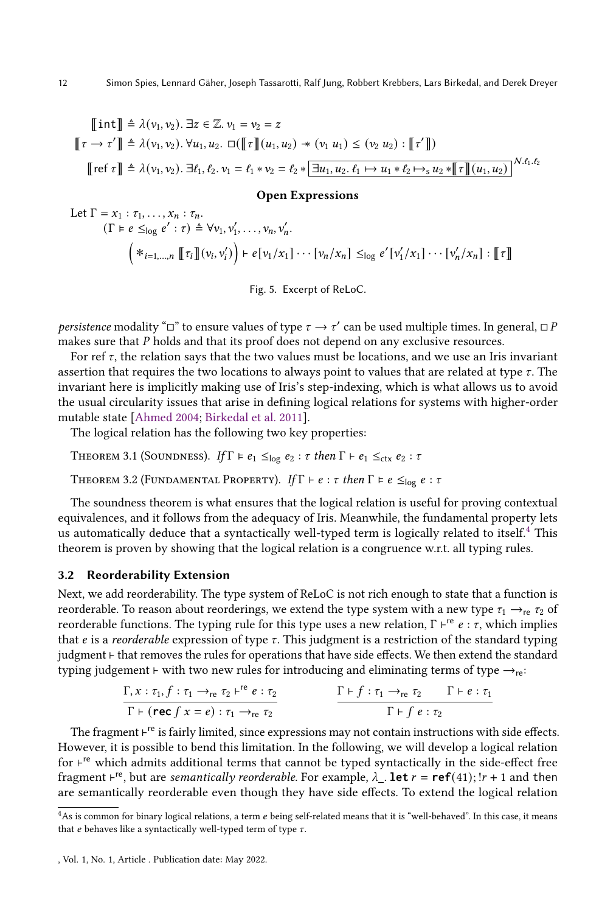$$\llbracket \mathsf{int} \rrbracket \triangleq \lambda(v_1, v_2).\ \exists z \in \mathbb{Z}.\ v_1 = v_2 = z$$

$$\llbracket \tau \to \tau' \rrbracket \triangleq \lambda(v_1, v_2).\ \forall u_1, u_2.\ \Box(\llbracket \tau \rrbracket(u_1, u_2) \twoheadrightarrow (v_1\ u_1) \leq (v_2\ u_2) : \llbracket \tau' \rrbracket)$$

$$\llbracket \mathsf{ref}\ \tau \rrbracket \triangleq \lambda(v_1, v_2).\ \exists \ell_1, \ell_2.\ v_1 = \ell_1 * v_2 = \ell_2 * \boxed{\exists u_1, u_2.\ \ell_1 \mapsto u_1 * \ell_2 \mapsto_{\mathsf{s}} u_2 * \llbracket \tau \rrbracket(u_1, u_2)}^{\mathcal{N}.\ell_1.\ell_2}$$

**Open Expressions**

Let $\Gamma = x_1 : \tau_1, \ldots, x_n : \tau_n$.

$$(\Gamma \vDash e \leq_{\log} e' : \tau) \triangleq \forall v_1, v_1', \ldots, v_n, v_n'.$$

$$\left( \ast_{i=1,\ldots,n} \llbracket \tau_i \rrbracket (v_i, v_i') \right) \vdash e[v_1/x_1] \cdots [v_n/x_n] \leq_{\log} e'[v_1'/x_1] \cdots [v_n'/x_n] : \llbracket \tau \rrbracket$$

Fig. 5. Excerpt of ReLoC.

*persistence* modality "$\Box$" to ensure values of type $\tau \to \tau'$ can be used multiple times. In general, $\Box P$ makes sure that $P$ holds and that its proof does not depend on any exclusive resources.

For ref $\tau$, the relation says that the two values must be locations, and we use an Iris invariant assertion that requires the two locations to always point to values that are related at type $\tau$. The invariant here is implicitly making use of Iris's step-indexing, which is what allows us to avoid the usual circularity issues that arise in defining logical relations for systems with higher-order mutable state [Ahmed 2004; Birkedal et al. 2011].

The logical relation has the following two key properties:

Theorem 3.1 (Soundness). *If* $\Gamma \vDash e_1 \leq_{\log} e_2 : \tau$ *then* $\Gamma \vdash e_1 \leq_{\mathrm{ctx}} e_2 : \tau$

Theorem 3.2 (Fundamental Property). *If* $\Gamma \vdash e : \tau$ *then* $\Gamma \vDash e \leq_{\log} e : \tau$

The soundness theorem is what ensures that the logical relation is useful for proving contextual equivalences, and it follows from the adequacy of Iris. Meanwhile, the fundamental property lets us automatically deduce that a syntactically well-typed term is logically related to itself.[4] This theorem is proven by showing that the logical relation is a congruence w.r.t. all typing rules.

### 3.2 Reorderability Extension

Next, we add reorderability. The type system of ReLoC is not rich enough to state that a function is reorderable. To reason about reorderings, we extend the type system with a new type $\tau_1 \to_{\mathrm{re}} \tau_2$ of reorderable functions. The typing rule for this type uses a new relation, $\Gamma \vdash^{\mathrm{re}} e : \tau$, which implies that $e$ is a *reorderable* expression of type $\tau$. This judgment is a restriction of the standard typing judgment $\vdash$ that removes the rules for operations that have side effects. We then extend the standard typing judgement $\vdash$ with two new rules for introducing and eliminating terms of type $\to_{\mathrm{re}}$:

$$\frac{\Gamma, x : \tau_1, f : \tau_1 \to_{\mathrm{re}} \tau_2 \vdash^{\mathrm{re}} e : \tau_2}{\Gamma \vdash (\mathbf{rec}\ f\ x = e) : \tau_1 \to_{\mathrm{re}} \tau_2} \qquad \frac{\Gamma \vdash f : \tau_1 \to_{\mathrm{re}} \tau_2 \qquad \Gamma \vdash e : \tau_1}{\Gamma \vdash f\ e : \tau_2}$$

The fragment $\vdash^{\mathrm{re}}$ is fairly limited, since expressions may not contain instructions with side effects. However, it is possible to bend this limitation. In the following, we will develop a logical relation for $\vdash^{\mathrm{re}}$ which admits additional terms that cannot be typed syntactically in the side-effect free fragment $\vdash^{\mathrm{re}}$, but are *semantically reorderable*. For example, $\lambda\_.\ \mathbf{let}\ r = \mathbf{ref}(41); !r + 1$ and then are semantically reorderable even though they have side effects. To extend the logical relation

[4] As is common for binary logical relations, a term $e$ being self-related means that it is "well-behaved". In this case, it means that $e$ behaves like a syntactically well-typed term of type $\tau$.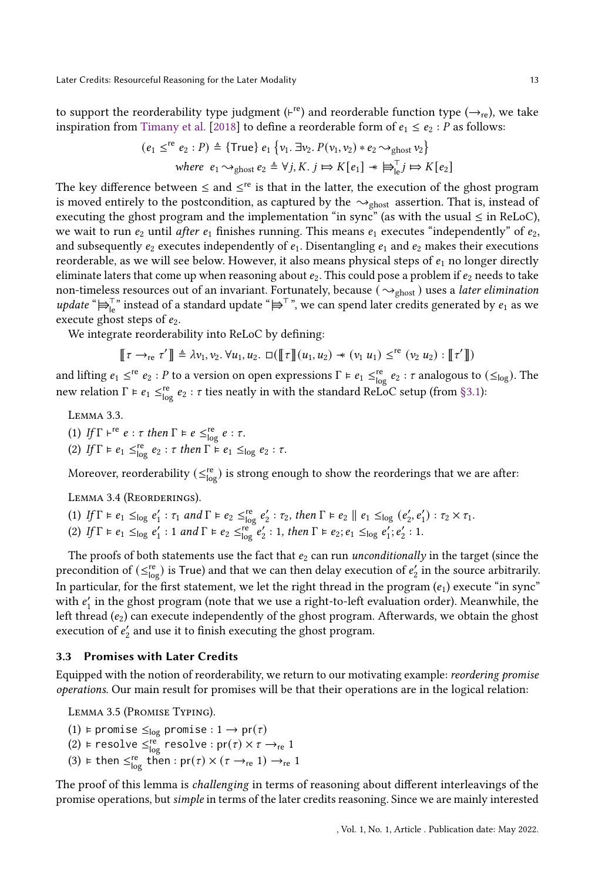to support the reorderability type judgment ($\vdash^{\text{re}}$) and reorderable function type ($\rightarrow_{\text{re}}$), we take inspiration from Timany et al. [2018] to define a reorderable form of $e_1 \leq e_2 : P$ as follows:

$$(e_1 \leq^{\text{re}} e_2 : P) \triangleq \{\mathsf{True}\}\ e_1\ \{v_1.\ \exists v_2.\ P(v_1, v_2) * e_2 \rightsquigarrow_{\text{ghost}} v_2\}$$
$$\text{where}\ \ e_1 \rightsquigarrow_{\text{ghost}} e_2 \triangleq \forall j, K.\ j \mapsto K[e_1] \twoheadrightarrow \Rrightarrow_{\text{le}}^{\top} j \mapsto K[e_2]$$

The key difference between $\leq$ and $\leq^{\text{re}}$ is that in the latter, the execution of the ghost program is moved entirely to the postcondition, as captured by the $\rightsquigarrow_{\text{ghost}}$ assertion. That is, instead of executing the ghost program and the implementation "in sync" (as with the usual $\leq$ in ReLoC), we wait to run $e_2$ until *after* $e_1$ finishes running. This means $e_1$ executes "independently" of $e_2$, and subsequently $e_2$ executes independently of $e_1$. Disentangling $e_1$ and $e_2$ makes their executions reorderable, as we will see below. However, it also means physical steps of $e_1$ no longer directly eliminate laters that come up when reasoning about $e_2$. This could pose a problem if $e_2$ needs to take non-timeless resources out of an invariant. Fortunately, because ($\rightsquigarrow_{\text{ghost}}$) uses a *later elimination update* "$\Rrightarrow_{\text{le}}^{\top}$" instead of a standard update "$\Rrightarrow^{\top}$", we can spend later credits generated by $e_1$ as we execute ghost steps of $e_2$.

We integrate reorderability into ReLoC by defining:

$$[\![\tau \rightarrow_{\text{re}} \tau']\!] \triangleq \lambda v_1, v_2.\ \forall u_1, u_2.\ \Box([\![\tau]\!](u_1, u_2) \twoheadrightarrow (v_1\ u_1) \leq^{\text{re}} (v_2\ u_2) : [\![\tau']\!])$$

and lifting $e_1 \leq^{\text{re}} e_2 : P$ to a version on open expressions $\Gamma \vDash e_1 \leq^{\text{re}}_{\log} e_2 : \tau$ analogous to ($\leq_{\log}$). The new relation $\Gamma \vDash e_1 \leq^{\text{re}}_{\log} e_2 : \tau$ ties neatly in with the standard ReLoC setup (from §3.1):

Lemma 3.3.

(1) *If* $\Gamma \vdash^{\text{re}} e : \tau$ *then* $\Gamma \vDash e \leq^{\text{re}}_{\log} e : \tau$.
(2) *If* $\Gamma \vDash e_1 \leq^{\text{re}}_{\log} e_2 : \tau$ *then* $\Gamma \vDash e_1 \leq_{\log} e_2 : \tau$.

Moreover, reorderability ($\leq^{\text{re}}_{\log}$) is strong enough to show the reorderings that we are after:

Lemma 3.4 (Reorderings).

(1) *If* $\Gamma \vDash e_1 \leq_{\log} e_1' : \tau_1$ *and* $\Gamma \vDash e_2 \leq^{\text{re}}_{\log} e_2' : \tau_2$*, then* $\Gamma \vDash e_2 \parallel e_1 \leq_{\log} (e_2', e_1') : \tau_2 \times \tau_1$.
(2) *If* $\Gamma \vDash e_1 \leq_{\log} e_1' : 1$ *and* $\Gamma \vDash e_2 \leq^{\text{re}}_{\log} e_2' : 1$*, then* $\Gamma \vDash e_2; e_1 \leq_{\log} e_1'; e_2' : 1$.

The proofs of both statements use the fact that $e_2$ can run *unconditionally* in the target (since the precondition of ($\leq^{\text{re}}_{\log}$) is True) and that we can then delay execution of $e_2'$ in the source arbitrarily. In particular, for the first statement, we let the right thread in the program ($e_1$) execute "in sync" with $e_1'$ in the ghost program (note that we use a right-to-left evaluation order). Meanwhile, the left thread ($e_2$) can execute independently of the ghost program. Afterwards, we obtain the ghost execution of $e_2'$ and use it to finish executing the ghost program.

### 3.3 Promises with Later Credits

Equipped with the notion of reorderability, we return to our motivating example: *reordering promise operations.* Our main result for promises will be that their operations are in the logical relation:

Lemma 3.5 (Promise Typing).

(1) $\vDash \mathtt{promise} \leq_{\log} \mathtt{promise} : 1 \rightarrow \mathsf{pr}(\tau)$
(2) $\vDash \mathtt{resolve} \leq^{\text{re}}_{\log} \mathtt{resolve} : \mathsf{pr}(\tau) \times \tau \rightarrow_{\text{re}} 1$
(3) $\vDash \mathtt{then} \leq^{\text{re}}_{\log} \mathtt{then} : \mathsf{pr}(\tau) \times (\tau \rightarrow_{\text{re}} 1) \rightarrow_{\text{re}} 1$

The proof of this lemma is *challenging* in terms of reasoning about different interleavings of the promise operations, but *simple* in terms of the later credits reasoning. Since we are mainly interested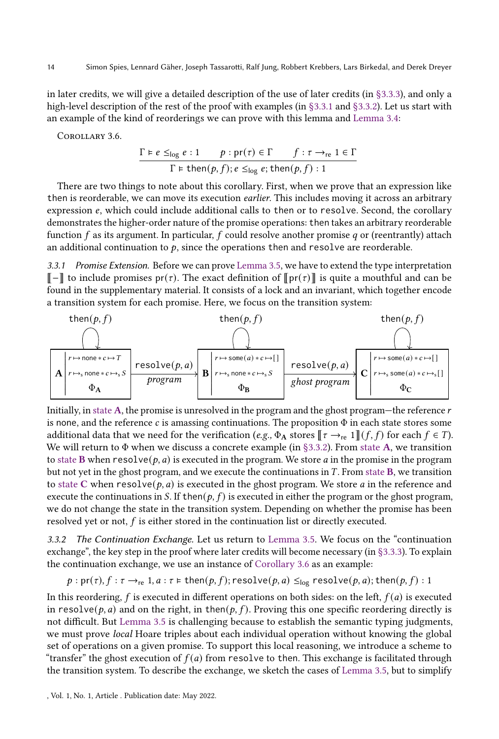in later credits, we will give a detailed description of the use of later credits (in §3.3.3), and only a high-level description of the rest of the proof with examples (in §3.3.1 and §3.3.2). Let us start with an example of the kind of reorderings we can prove with this lemma and Lemma 3.4:

Corollary 3.6.

$$\frac{\Gamma \vDash e \leq_{\log} e : 1 \qquad p : \mathsf{pr}(\tau) \in \Gamma \qquad f : \tau \rightarrow_{\mathrm{re}} 1 \in \Gamma}{\Gamma \vDash \mathsf{then}(p, f); e \leq_{\log} e; \mathsf{then}(p, f) : 1}$$

There are two things to note about this corollary. First, when we prove that an expression like then is reorderable, we can move its execution *earlier*. This includes moving it across an arbitrary expression $e$, which could include additional calls to then or to resolve. Second, the corollary demonstrates the higher-order nature of the promise operations: then takes an arbitrary reorderable function $f$ as its argument. In particular, $f$ could resolve another promise $q$ or (reentrantly) attach an additional continuation to $p$, since the operations then and resolve are reorderable.

*3.3.1 Promise Extension.* Before we can prove Lemma 3.5, we have to extend the type interpretation $[\![-]\!]$ to include promises $\mathsf{pr}(\tau)$. The exact definition of $[\![\mathsf{pr}(\tau)]\!]$ is quite a mouthful and can be found in the supplementary material. It consists of a lock and an invariant, which together encode a transition system for each promise. Here, we focus on the transition system:

then$(p, f)$ then$(p, f)$ then$(p, f)$

**A** $r \mapsto \mathsf{none} * c \mapsto T$ ; $r \mapsto_{\mathsf{s}} \mathsf{none} * c \mapsto_{\mathsf{s}} S$ ; $\Phi_{\mathbf{A}}$ —resolve$(p, a)$ / *program*→ **B** $r \mapsto \mathsf{some}(a) * c \mapsto [\,]$ ; $r \mapsto_{\mathsf{s}} \mathsf{none} * c \mapsto_{\mathsf{s}} S$ ; $\Phi_{\mathbf{B}}$ —resolve$(p, a)$ / *ghost program*→ **C** $r \mapsto \mathsf{some}(a) * c \mapsto [\,]$ ; $r \mapsto_{\mathsf{s}} \mathsf{some}(a) * c \mapsto_{\mathsf{s}} [\,]$ ; $\Phi_{\mathbf{C}}$

Initially, in state **A**, the promise is unresolved in the program and the ghost program—the reference $r$ is none, and the reference $c$ is amassing continuations. The proposition $\Phi$ in each state stores some additional data that we need for the verification (*e.g.*, $\Phi_{\mathbf{A}}$ stores $[\![\tau \rightarrow_{\mathrm{re}} 1]\!](f, f)$ for each $f \in T$). We will return to $\Phi$ when we discuss a concrete example (in §3.3.2). From state **A**, we transition to state **B** when resolve$(p, a)$ is executed in the program. We store $a$ in the promise in the program but not yet in the ghost program, and we execute the continuations in $T$. From state **B**, we transition to state **C** when resolve$(p, a)$ is executed in the ghost program. We store $a$ in the reference and execute the continuations in $S$. If then$(p, f)$ is executed in either the program or the ghost program, we do not change the state in the transition system. Depending on whether the promise has been resolved yet or not, $f$ is either stored in the continuation list or directly executed.

*3.3.2 The Continuation Exchange.* Let us return to Lemma 3.5. We focus on the "continuation exchange", the key step in the proof where later credits will become necessary (in §3.3.3). To explain the continuation exchange, we use an instance of Corollary 3.6 as an example:

$$p : \mathsf{pr}(\tau), f : \tau \rightarrow_{\mathrm{re}} 1, a : \tau \vDash \mathsf{then}(p, f); \mathsf{resolve}(p, a) \leq_{\log} \mathsf{resolve}(p, a); \mathsf{then}(p, f) : 1$$

In this reordering, $f$ is executed in different operations on both sides: on the left, $f(a)$ is executed in resolve$(p, a)$ and on the right, in then$(p, f)$. Proving this one specific reordering directly is not difficult. But Lemma 3.5 is challenging because to establish the semantic typing judgments, we must prove *local* Hoare triples about each individual operation without knowing the global set of operations on a given promise. To support this local reasoning, we introduce a scheme to "transfer" the ghost execution of $f(a)$ from resolve to then. This exchange is facilitated through the transition system. To describe the exchange, we sketch the cases of Lemma 3.5, but to simplify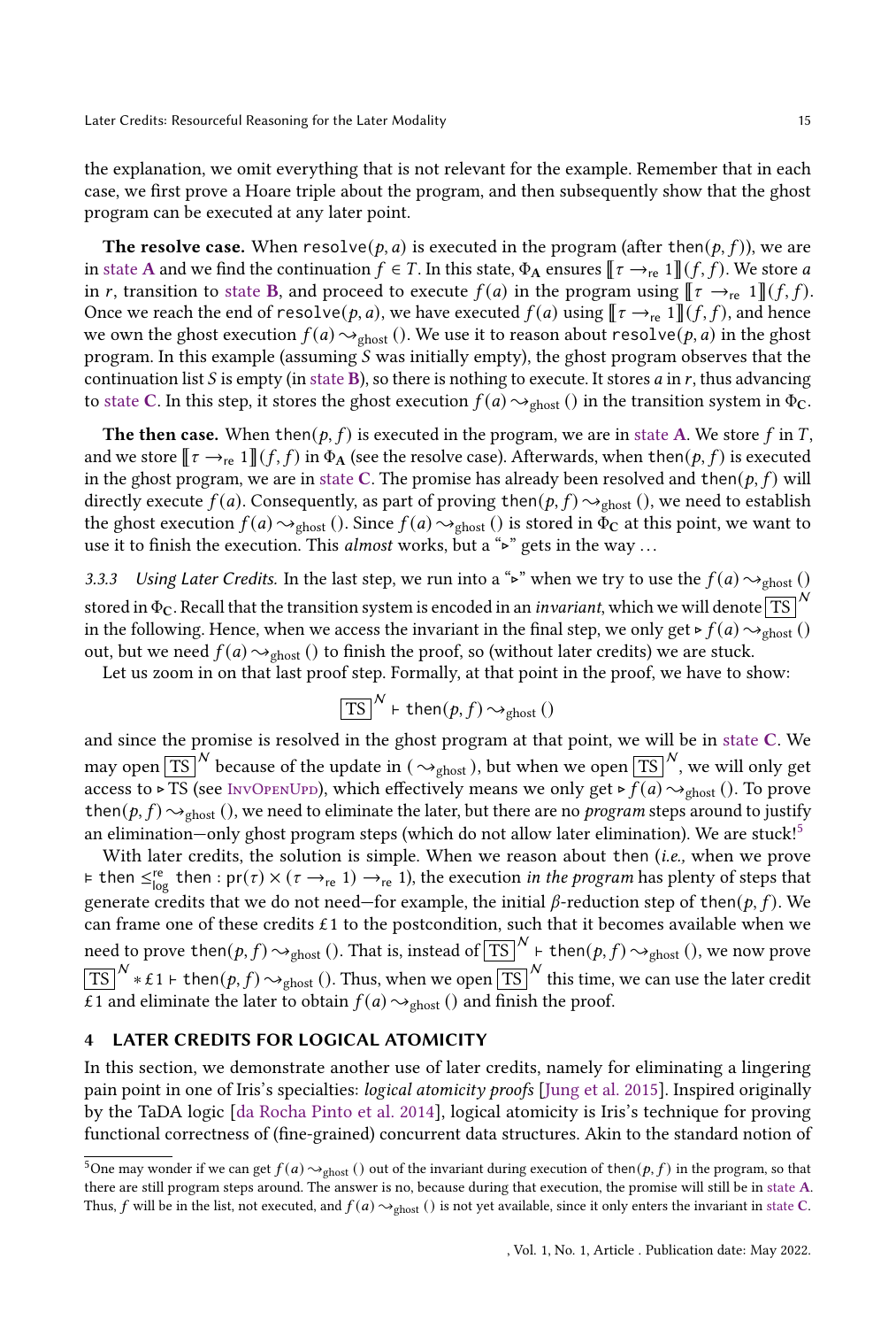the explanation, we omit everything that is not relevant for the example. Remember that in each case, we first prove a Hoare triple about the program, and then subsequently show that the ghost program can be executed at any later point.

**The resolve case.** When $\texttt{resolve}(p, a)$ is executed in the program (after $\texttt{then}(p, f)$), we are in state **A** and we find the continuation $f \in T$. In this state, $\Phi_{\mathbf{A}}$ ensures $[\![\tau \rightarrow_{\mathrm{re}} 1]\!](f, f)$. We store $a$ in $r$, transition to state **B**, and proceed to execute $f(a)$ in the program using $[\![\tau \rightarrow_{\mathrm{re}} 1]\!](f, f)$. Once we reach the end of $\texttt{resolve}(p, a)$, we have executed $f(a)$ using $[\![\tau \rightarrow_{\mathrm{re}} 1]\!](f, f)$, and hence we own the ghost execution $f(a) \rightsquigarrow_{\mathrm{ghost}} ()$. We use it to reason about $\texttt{resolve}(p, a)$ in the ghost program. In this example (assuming $S$ was initially empty), the ghost program observes that the continuation list $S$ is empty (in state **B**), so there is nothing to execute. It stores $a$ in $r$, thus advancing to state **C**. In this step, it stores the ghost execution $f(a) \rightsquigarrow_{\mathrm{ghost}} ()$ in the transition system in $\Phi_{\mathbf{C}}$.

**The then case.** When $\texttt{then}(p, f)$ is executed in the program, we are in state **A**. We store $f$ in $T$, and we store $[\![\tau \rightarrow_{\mathrm{re}} 1]\!](f, f)$ in $\Phi_{\mathbf{A}}$ (see the resolve case). Afterwards, when $\texttt{then}(p, f)$ is executed in the ghost program, we are in state **C**. The promise has already been resolved and $\texttt{then}(p, f)$ will directly execute $f(a)$. Consequently, as part of proving $\texttt{then}(p, f) \rightsquigarrow_{\mathrm{ghost}} ()$, we need to establish the ghost execution $f(a) \rightsquigarrow_{\mathrm{ghost}} ()$. Since $f(a) \rightsquigarrow_{\mathrm{ghost}} ()$ is stored in $\Phi_{\mathbf{C}}$ at this point, we want to use it to finish the execution. This *almost* works, but a "$\triangleright$" gets in the way ...

*3.3.3 Using Later Credits.* In the last step, we run into a "$\triangleright$" when we try to use the $f(a) \rightsquigarrow_{\mathrm{ghost}} ()$ stored in $\Phi_{\mathbf{C}}$. Recall that the transition system is encoded in an *invariant*, which we will denote $\boxed{\mathrm{TS}}^{\mathcal{N}}$ in the following. Hence, when we access the invariant in the final step, we only get $\triangleright f(a) \rightsquigarrow_{\mathrm{ghost}} ()$ out, but we need $f(a) \rightsquigarrow_{\mathrm{ghost}} ()$ to finish the proof, so (without later credits) we are stuck.

Let us zoom in on that last proof step. Formally, at that point in the proof, we have to show:

$$\boxed{\mathrm{TS}}^{\mathcal{N}} \vdash \texttt{then}(p, f) \rightsquigarrow_{\mathrm{ghost}} ()$$

and since the promise is resolved in the ghost program at that point, we will be in state **C**. We may open $\boxed{\mathrm{TS}}^{\mathcal{N}}$ because of the update in $(\rightsquigarrow_{\mathrm{ghost}})$, but when we open $\boxed{\mathrm{TS}}^{\mathcal{N}}$, we will only get access to $\triangleright \mathrm{TS}$ (see InvOpenUpd), which effectively means we only get $\triangleright f(a) \rightsquigarrow_{\mathrm{ghost}} ()$. To prove $\texttt{then}(p, f) \rightsquigarrow_{\mathrm{ghost}} ()$, we need to eliminate the later, but there are no *program* steps around to justify an elimination—only ghost program steps (which do not allow later elimination). We are stuck![5]

With later credits, the solution is simple. When we reason about $\texttt{then}$ (*i.e.,* when we prove $\vDash \texttt{then} \leq^{\mathrm{re}}_{\log} \texttt{then} : \mathrm{pr}(\tau) \times (\tau \rightarrow_{\mathrm{re}} 1) \rightarrow_{\mathrm{re}} 1$), the execution *in the program* has plenty of steps that generate credits that we do not need—for example, the initial $\beta$-reduction step of $\texttt{then}(p, f)$. We can frame one of these credits $£1$ to the postcondition, such that it becomes available when we need to prove $\texttt{then}(p, f) \rightsquigarrow_{\mathrm{ghost}} ()$. That is, instead of $\boxed{\mathrm{TS}}^{\mathcal{N}} \vdash \texttt{then}(p, f) \rightsquigarrow_{\mathrm{ghost}} ()$, we now prove $\boxed{\mathrm{TS}}^{\mathcal{N}} * £1 \vdash \texttt{then}(p, f) \rightsquigarrow_{\mathrm{ghost}} ()$. Thus, when we open $\boxed{\mathrm{TS}}^{\mathcal{N}}$ this time, we can use the later credit $£1$ and eliminate the later to obtain $f(a) \rightsquigarrow_{\mathrm{ghost}} ()$ and finish the proof.

## 4 LATER CREDITS FOR LOGICAL ATOMICITY

In this section, we demonstrate another use of later credits, namely for eliminating a lingering pain point in one of Iris's specialties: *logical atomicity proofs* [Jung et al. 2015]. Inspired originally by the TaDA logic [da Rocha Pinto et al. 2014], logical atomicity is Iris's technique for proving functional correctness of (fine-grained) concurrent data structures. Akin to the standard notion of

---

[5] One may wonder if we can get $f(a) \rightsquigarrow_{\mathrm{ghost}} ()$ out of the invariant during execution of $\texttt{then}(p, f)$ in the program, so that there are still program steps around. The answer is no, because during that execution, the promise will still be in state **A**. Thus, $f$ will be in the list, not executed, and $f(a) \rightsquigarrow_{\mathrm{ghost}} ()$ is not yet available, since it only enters the invariant in state **C**.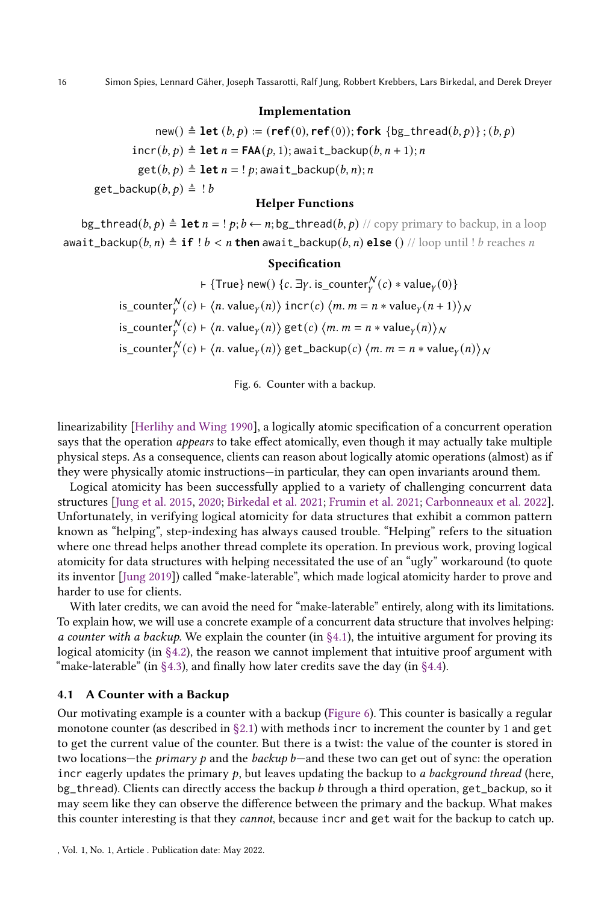**Implementation**

$$\mathsf{new}() \triangleq \textbf{let}\ (b, p) := (\textbf{ref}(0), \textbf{ref}(0)); \textbf{fork}\ \{\mathsf{bg\_thread}(b, p)\}\,; (b, p)$$

$$\mathsf{incr}(b, p) \triangleq \textbf{let}\ n = \textbf{FAA}(p, 1); \mathsf{await\_backup}(b, n + 1); n$$

$$\mathsf{get}(b, p) \triangleq \textbf{let}\ n = !\,p; \mathsf{await\_backup}(b, n); n$$

$$\mathsf{get\_backup}(b, p) \triangleq\ !\,b$$

**Helper Functions**

$$\mathsf{bg\_thread}(b, p) \triangleq \textbf{let}\ n = !\,p; b \leftarrow n; \mathsf{bg\_thread}(b, p) \quad \text{// copy primary to backup, in a loop}$$

$$\mathsf{await\_backup}(b, n) \triangleq \textbf{if}\ !\,b < n\ \textbf{then}\ \mathsf{await\_backup}(b, n)\ \textbf{else}\ () \quad \text{// loop until } !\,b \text{ reaches } n$$

**Specification**

$$\vdash \{\mathsf{True}\}\ \mathsf{new}()\ \{c.\ \exists \gamma.\ \mathsf{is\_counter}^{\mathcal{N}}_{\gamma}(c) * \mathsf{value}_{\gamma}(0)\}$$

$$\mathsf{is\_counter}^{\mathcal{N}}_{\gamma}(c) \vdash \langle n.\ \mathsf{value}_{\gamma}(n)\rangle\ \mathsf{incr}(c)\ \langle m.\ m = n * \mathsf{value}_{\gamma}(n + 1)\rangle_{\mathcal{N}}$$

$$\mathsf{is\_counter}^{\mathcal{N}}_{\gamma}(c) \vdash \langle n.\ \mathsf{value}_{\gamma}(n)\rangle\ \mathsf{get}(c)\ \langle m.\ m = n * \mathsf{value}_{\gamma}(n)\rangle_{\mathcal{N}}$$

$$\mathsf{is\_counter}^{\mathcal{N}}_{\gamma}(c) \vdash \langle n.\ \mathsf{value}_{\gamma}(n)\rangle\ \mathsf{get\_backup}(c)\ \langle m.\ m = n * \mathsf{value}_{\gamma}(n)\rangle_{\mathcal{N}}$$

Fig. 6. Counter with a backup.

linearizability [Herlihy and Wing 1990], a logically atomic specification of a concurrent operation says that the operation *appears* to take effect atomically, even though it may actually take multiple physical steps. As a consequence, clients can reason about logically atomic operations (almost) as if they were physically atomic instructions—in particular, they can open invariants around them.

Logical atomicity has been successfully applied to a variety of challenging concurrent data structures [Jung et al. 2015, 2020; Birkedal et al. 2021; Frumin et al. 2021; Carbonneaux et al. 2022]. Unfortunately, in verifying logical atomicity for data structures that exhibit a common pattern known as "helping", step-indexing has always caused trouble. "Helping" refers to the situation where one thread helps another thread complete its operation. In previous work, proving logical atomicity for data structures with helping necessitated the use of an "ugly" workaround (to quote its inventor [Jung 2019]) called "make-laterable", which made logical atomicity harder to prove and harder to use for clients.

With later credits, we can avoid the need for "make-laterable" entirely, along with its limitations. To explain how, we will use a concrete example of a concurrent data structure that involves helping: *a counter with a backup*. We explain the counter (in §4.1), the intuitive argument for proving its logical atomicity (in §4.2), the reason we cannot implement that intuitive proof argument with "make-laterable" (in §4.3), and finally how later credits save the day (in §4.4).

### 4.1 A Counter with a Backup

Our motivating example is a counter with a backup (Figure 6). This counter is basically a regular monotone counter (as described in §2.1) with methods `incr` to increment the counter by 1 and `get` to get the current value of the counter. But there is a twist: the value of the counter is stored in two locations—the *primary* $p$ and the *backup* $b$—and these two can get out of sync: the operation `incr` eagerly updates the primary $p$, but leaves updating the backup to *a background thread* (here, `bg_thread`). Clients can directly access the backup $b$ through a third operation, `get_backup`, so it may seem like they can observe the difference between the primary and the backup. What makes this counter interesting is that they *cannot*, because `incr` and `get` wait for the backup to catch up.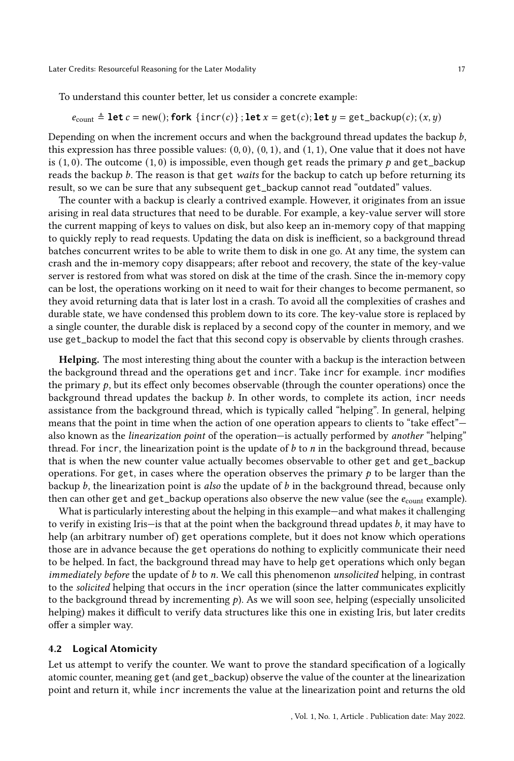To understand this counter better, let us consider a concrete example:

$$e_{\text{count}} \triangleq \textbf{let}\ c = \mathsf{new}(); \textbf{fork}\ \{\mathsf{incr}(c)\}; \textbf{let}\ x = \mathsf{get}(c); \textbf{let}\ y = \mathsf{get\_backup}(c); (x, y)$$

Depending on when the increment occurs and when the background thread updates the backup $b$, this expression has three possible values: $(0, 0)$, $(0, 1)$, and $(1, 1)$, One value that it does not have is $(1, 0)$. The outcome $(1, 0)$ is impossible, even though get reads the primary $p$ and get_backup reads the backup $b$. The reason is that get *waits* for the backup to catch up before returning its result, so we can be sure that any subsequent get_backup cannot read "outdated" values.

The counter with a backup is clearly a contrived example. However, it originates from an issue arising in real data structures that need to be durable. For example, a key-value server will store the current mapping of keys to values on disk, but also keep an in-memory copy of that mapping to quickly reply to read requests. Updating the data on disk is inefficient, so a background thread batches concurrent writes to be able to write them to disk in one go. At any time, the system can crash and the in-memory copy disappears; after reboot and recovery, the state of the key-value server is restored from what was stored on disk at the time of the crash. Since the in-memory copy can be lost, the operations working on it need to wait for their changes to become permanent, so they avoid returning data that is later lost in a crash. To avoid all the complexities of crashes and durable state, we have condensed this problem down to its core. The key-value store is replaced by a single counter, the durable disk is replaced by a second copy of the counter in memory, and we use get_backup to model the fact that this second copy is observable by clients through crashes.

**Helping.** The most interesting thing about the counter with a backup is the interaction between the background thread and the operations get and incr. Take incr for example. incr modifies the primary $p$, but its effect only becomes observable (through the counter operations) once the background thread updates the backup $b$. In other words, to complete its action, incr needs assistance from the background thread, which is typically called "helping". In general, helping means that the point in time when the action of one operation appears to clients to "take effect"—also known as the *linearization point* of the operation—is actually performed by *another* "helping" thread. For incr, the linearization point is the update of $b$ to $n$ in the background thread, because that is when the new counter value actually becomes observable to other get and get_backup operations. For get, in cases where the operation observes the primary $p$ to be larger than the backup $b$, the linearization point is *also* the update of $b$ in the background thread, because only then can other get and get_backup operations also observe the new value (see the $e_{\text{count}}$ example).

What is particularly interesting about the helping in this example—and what makes it challenging to verify in existing Iris—is that at the point when the background thread updates $b$, it may have to help (an arbitrary number of) get operations complete, but it does not know which operations those are in advance because the get operations do nothing to explicitly communicate their need to be helped. In fact, the background thread may have to help get operations which only began *immediately before* the update of $b$ to $n$. We call this phenomenon *unsolicited* helping, in contrast to the *solicited* helping that occurs in the incr operation (since the latter communicates explicitly to the background thread by incrementing $p$). As we will soon see, helping (especially unsolicited helping) makes it difficult to verify data structures like this one in existing Iris, but later credits offer a simpler way.

### 4.2 Logical Atomicity

Let us attempt to verify the counter. We want to prove the standard specification of a logically atomic counter, meaning get (and get_backup) observe the value of the counter at the linearization point and return it, while incr increments the value at the linearization point and returns the old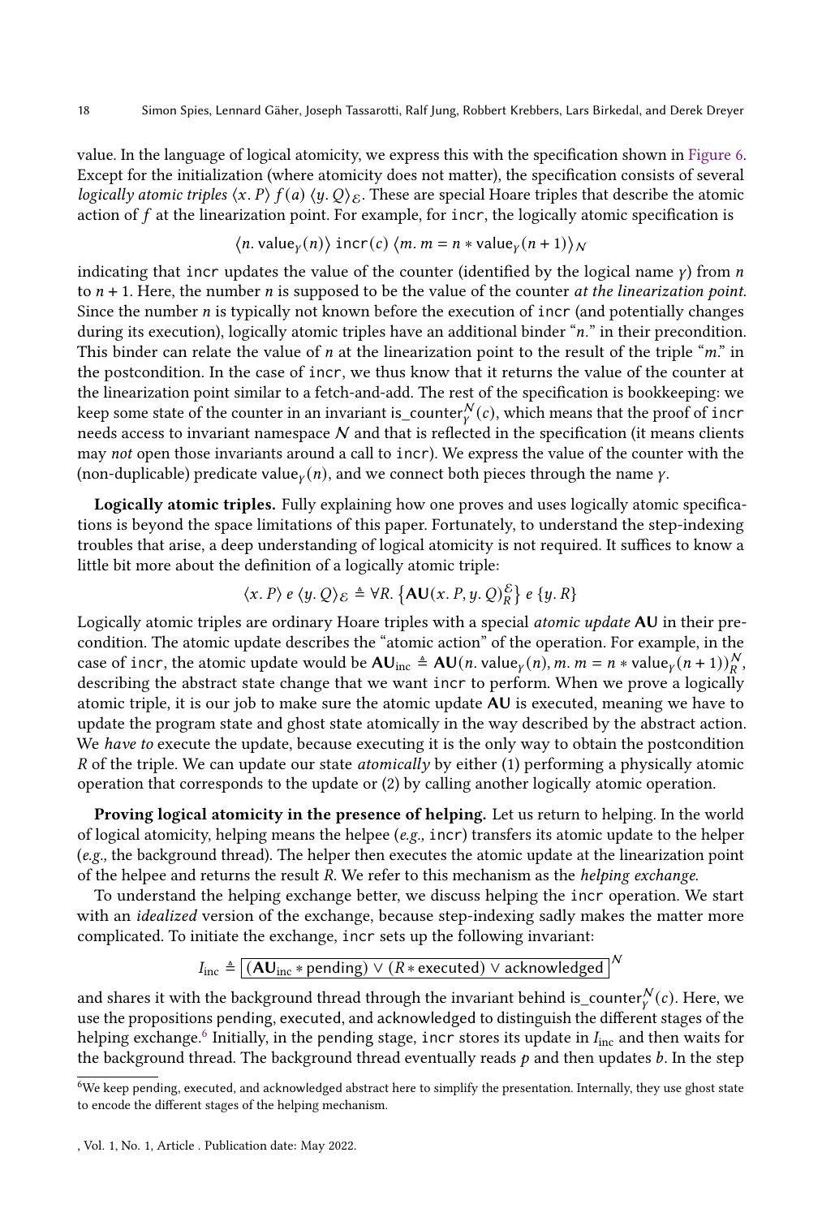value. In the language of logical atomicity, we express this with the specification shown in Figure 6. Except for the initialization (where atomicity does not matter), the specification consists of several *logically atomic triples* $\langle x.\, P\rangle\, f(a)\, \langle y.\, Q\rangle_{\mathcal{E}}$. These are special Hoare triples that describe the atomic action of $f$ at the linearization point. For example, for `incr`, the logically atomic specification is

$$\langle n.\, \mathsf{value}_\gamma(n)\rangle\ \mathtt{incr}(c)\ \langle m.\, m = n * \mathsf{value}_\gamma(n+1)\rangle_{\mathcal{N}}$$

indicating that `incr` updates the value of the counter (identified by the logical name $\gamma$) from $n$ to $n+1$. Here, the number $n$ is supposed to be the value of the counter *at the linearization point*. Since the number $n$ is typically not known before the execution of `incr` (and potentially changes during its execution), logically atomic triples have an additional binder "$n.$" in their precondition. This binder can relate the value of $n$ at the linearization point to the result of the triple "$m.$" in the postcondition. In the case of `incr`, we thus know that it returns the value of the counter at the linearization point similar to a fetch-and-add. The rest of the specification is bookkeeping: we keep some state of the counter in an invariant $\mathsf{is\_counter}^{\mathcal{N}}_\gamma(c)$, which means that the proof of `incr` needs access to invariant namespace $\mathcal{N}$ and that is reflected in the specification (it means clients may *not* open those invariants around a call to `incr`). We express the value of the counter with the (non-duplicable) predicate $\mathsf{value}_\gamma(n)$, and we connect both pieces through the name $\gamma$.

**Logically atomic triples.** Fully explaining how one proves and uses logically atomic specifications is beyond the space limitations of this paper. Fortunately, to understand the step-indexing troubles that arise, a deep understanding of logical atomicity is not required. It suffices to know a little bit more about the definition of a logically atomic triple:

$$\langle x.\, P\rangle\, e\, \langle y.\, Q\rangle_{\mathcal{E}} \triangleq \forall R.\, \left\{\mathbf{AU}(x.\, P, y.\, Q)^{\mathcal{E}}_{R}\right\}\, e\, \{y.\, R\}$$

Logically atomic triples are ordinary Hoare triples with a special *atomic update* $\mathbf{AU}$ in their precondition. The atomic update describes the "atomic action" of the operation. For example, in the case of `incr`, the atomic update would be $\mathbf{AU}_{\mathrm{inc}} \triangleq \mathbf{AU}(n.\, \mathsf{value}_\gamma(n), m.\, m = n * \mathsf{value}_\gamma(n+1))^{\mathcal{N}}_{R}$, describing the abstract state change that we want `incr` to perform. When we prove a logically atomic triple, it is our job to make sure the atomic update $\mathbf{AU}$ is executed, meaning we have to update the program state and ghost state atomically in the way described by the abstract action. We *have to* execute the update, because executing it is the only way to obtain the postcondition $R$ of the triple. We can update our state *atomically* by either (1) performing a physically atomic operation that corresponds to the update or (2) by calling another logically atomic operation.

**Proving logical atomicity in the presence of helping.** Let us return to helping. In the world of logical atomicity, helping means the helpee (*e.g.,* `incr`) transfers its atomic update to the helper (*e.g.,* the background thread). The helper then executes the atomic update at the linearization point of the helpee and returns the result $R$. We refer to this mechanism as the *helping exchange*.

To understand the helping exchange better, we discuss helping the `incr` operation. We start with an *idealized* version of the exchange, because step-indexing sadly makes the matter more complicated. To initiate the exchange, `incr` sets up the following invariant:

$$I_{\mathrm{inc}} \triangleq \boxed{(\mathbf{AU}_{\mathrm{inc}} * \mathsf{pending}) \lor (R * \mathsf{executed}) \lor \mathsf{acknowledged}}^{\mathcal{N}}$$

and shares it with the background thread through the invariant behind $\mathsf{is\_counter}^{\mathcal{N}}_\gamma(c)$. Here, we use the propositions $\mathsf{pending}$, $\mathsf{executed}$, and $\mathsf{acknowledged}$ to distinguish the different stages of the helping exchange.[6] Initially, in the $\mathsf{pending}$ stage, `incr` stores its update in $I_{\mathrm{inc}}$ and then waits for the background thread. The background thread eventually reads $p$ and then updates $b$. In the step

[6]We keep pending, executed, and acknowledged abstract here to simplify the presentation. Internally, they use ghost state to encode the different stages of the helping mechanism.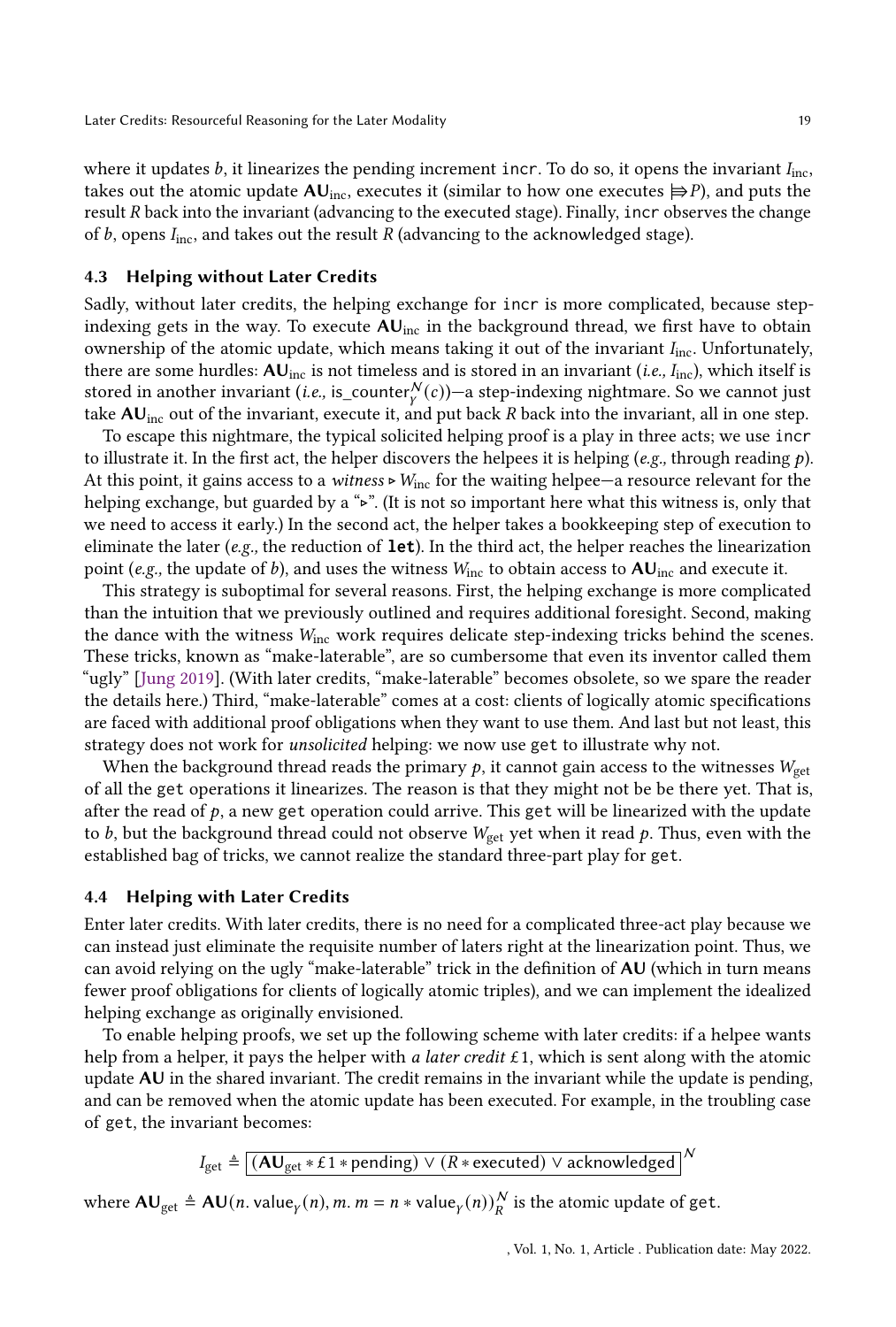where it updates $b$, it linearizes the pending increment `incr`. To do so, it opens the invariant $I_{\text{inc}}$, takes out the atomic update $\mathsf{AU}_{\text{inc}}$, executes it (similar to how one executes $\Rrightarrow P$), and puts the result $R$ back into the invariant (advancing to the executed stage). Finally, `incr` observes the change of $b$, opens $I_{\text{inc}}$, and takes out the result $R$ (advancing to the acknowledged stage).

### 4.3 Helping without Later Credits

Sadly, without later credits, the helping exchange for `incr` is more complicated, because step-indexing gets in the way. To execute $\mathsf{AU}_{\text{inc}}$ in the background thread, we first have to obtain ownership of the atomic update, which means taking it out of the invariant $I_{\text{inc}}$. Unfortunately, there are some hurdles: $\mathsf{AU}_{\text{inc}}$ is not timeless and is stored in an invariant (*i.e.,* $I_{\text{inc}}$), which itself is stored in another invariant (*i.e.,* $\text{is\_counter}^{\mathcal{N}}_{\gamma}(c)$)—a step-indexing nightmare. So we cannot just take $\mathsf{AU}_{\text{inc}}$ out of the invariant, execute it, and put back $R$ back into the invariant, all in one step.

To escape this nightmare, the typical solicited helping proof is a play in three acts; we use `incr` to illustrate it. In the first act, the helper discovers the helpees it is helping (*e.g.,* through reading $p$). At this point, it gains access to a *witness* $\triangleright W_{\text{inc}}$ for the waiting helpee—a resource relevant for the helping exchange, but guarded by a "$\triangleright$". (It is not so important here what this witness is, only that we need to access it early.) In the second act, the helper takes a bookkeeping step of execution to eliminate the later (*e.g.,* the reduction of **`let`**). In the third act, the helper reaches the linearization point (*e.g.,* the update of $b$), and uses the witness $W_{\text{inc}}$ to obtain access to $\mathsf{AU}_{\text{inc}}$ and execute it.

This strategy is suboptimal for several reasons. First, the helping exchange is more complicated than the intuition that we previously outlined and requires additional foresight. Second, making the dance with the witness $W_{\text{inc}}$ work requires delicate step-indexing tricks behind the scenes. These tricks, known as "make-laterable", are so cumbersome that even its inventor called them "ugly" [Jung 2019]. (With later credits, "make-laterable" becomes obsolete, so we spare the reader the details here.) Third, "make-laterable" comes at a cost: clients of logically atomic specifications are faced with additional proof obligations when they want to use them. And last but not least, this strategy does not work for *unsolicited* helping: we now use `get` to illustrate why not.

When the background thread reads the primary $p$, it cannot gain access to the witnesses $W_{\text{get}}$ of all the `get` operations it linearizes. The reason is that they might not be be there yet. That is, after the read of $p$, a new `get` operation could arrive. This `get` will be linearized with the update to $b$, but the background thread could not observe $W_{\text{get}}$ yet when it read $p$. Thus, even with the established bag of tricks, we cannot realize the standard three-part play for `get`.

### 4.4 Helping with Later Credits

Enter later credits. With later credits, there is no need for a complicated three-act play because we can instead just eliminate the requisite number of laters right at the linearization point. Thus, we can avoid relying on the ugly "make-laterable" trick in the definition of $\mathsf{AU}$ (which in turn means fewer proof obligations for clients of logically atomic triples), and we can implement the idealized helping exchange as originally envisioned.

To enable helping proofs, we set up the following scheme with later credits: if a helpee wants help from a helper, it pays the helper with *a later credit* $\pounds 1$, which is sent along with the atomic update $\mathsf{AU}$ in the shared invariant. The credit remains in the invariant while the update is pending, and can be removed when the atomic update has been executed. For example, in the troubling case of `get`, the invariant becomes:

$$I_{\text{get}} \triangleq \boxed{(\mathsf{AU}_{\text{get}} * \pounds 1 * \mathsf{pending}) \vee (R * \mathsf{executed}) \vee \mathsf{acknowledged}}^{\mathcal{N}}$$

where $\mathsf{AU}_{\text{get}} \triangleq \mathsf{AU}(n.\, \text{value}_{\gamma}(n), m.\, m = n * \text{value}_{\gamma}(n))^{\mathcal{N}}_{R}$ is the atomic update of `get`.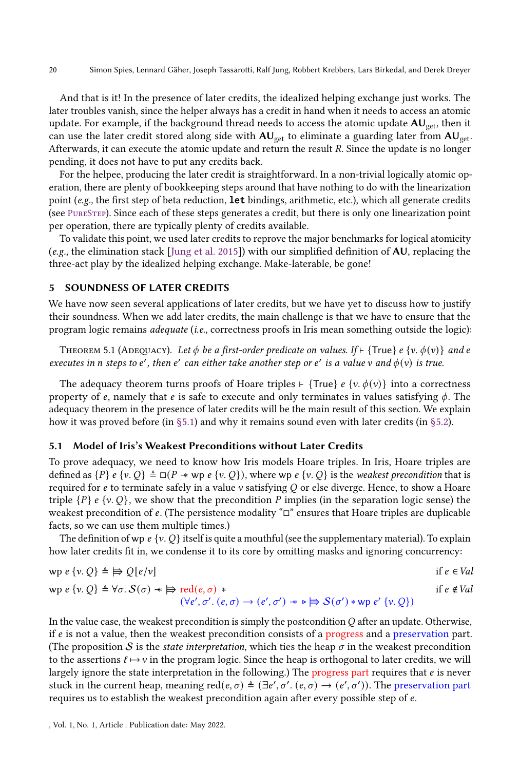And that is it! In the presence of later credits, the idealized helping exchange just works. The later troubles vanish, since the helper always has a credit in hand when it needs to access an atomic update. For example, if the background thread needs to access the atomic update $\mathbf{AU}_{\text{get}}$, then it can use the later credit stored along side with $\mathbf{AU}_{\text{get}}$ to eliminate a guarding later from $\mathbf{AU}_{\text{get}}$. Afterwards, it can execute the atomic update and return the result $R$. Since the update is no longer pending, it does not have to put any credits back.

For the helpee, producing the later credit is straightforward. In a non-trivial logically atomic operation, there are plenty of bookkeeping steps around that have nothing to do with the linearization point (*e.g.,* the first step of beta reduction, **let** bindings, arithmetic, etc.), which all generate credits (see PureStep). Since each of these steps generates a credit, but there is only one linearization point per operation, there are typically plenty of credits available.

To validate this point, we used later credits to reprove the major benchmarks for logical atomicity (*e.g.,* the elimination stack [Jung et al. 2015]) with our simplified definition of **AU**, replacing the three-act play by the idealized helping exchange. Make-laterable, be gone!

## 5 SOUNDNESS OF LATER CREDITS

We have now seen several applications of later credits, but we have yet to discuss how to justify their soundness. When we add later credits, the main challenge is that we have to ensure that the program logic remains *adequate* (*i.e.,* correctness proofs in Iris mean something outside the logic):

Theorem 5.1 (Adequacy). *Let $\phi$ be a first-order predicate on values. If $\vdash \{\mathsf{True}\}\ e\ \{v.\ \phi(v)\}$ and $e$ executes in $n$ steps to $e'$, then $e'$ can either take another step or $e'$ is a value $v$ and $\phi(v)$ is true.*

The adequacy theorem turns proofs of Hoare triples $\vdash \{\mathsf{True}\}\ e\ \{v.\ \phi(v)\}$ into a correctness property of $e$, namely that $e$ is safe to execute and only terminates in values satisfying $\phi$. The adequacy theorem in the presence of later credits will be the main result of this section. We explain how it was proved before (in §5.1) and why it remains sound even with later credits (in §5.2).

### 5.1 Model of Iris's Weakest Preconditions without Later Credits

To prove adequacy, we need to know how Iris models Hoare triples. In Iris, Hoare triples are defined as $\{P\}\ e\ \{v.\ Q\} \triangleq \Box(P \twoheadrightarrow \mathsf{wp}\ e\ \{v.\ Q\})$, where $\mathsf{wp}\ e\ \{v.\ Q\}$ is the *weakest precondition* that is required for $e$ to terminate safely in a value $v$ satisfying $Q$ or else diverge. Hence, to show a Hoare triple $\{P\}\ e\ \{v.\ Q\}$, we show that the precondition $P$ implies (in the separation logic sense) the weakest precondition of $e$. (The persistence modality "$\Box$" ensures that Hoare triples are duplicable facts, so we can use them multiple times.)

The definition of $\mathsf{wp}\ e\ \{v.\ Q\}$ itself is quite a mouthful (see the supplementary material). To explain how later credits fit in, we condense it to its core by omitting masks and ignoring concurrency:

$$\mathsf{wp}\ e\ \{v.\ Q\} \triangleq\ \Rrightarrow Q[e/v] \qquad \text{if } e \in Val$$

$$\mathsf{wp}\ e\ \{v.\ Q\} \triangleq \forall \sigma.\ \mathcal{S}(\sigma) \twoheadrightarrow\ \Rrightarrow \mathrm{red}(e,\sigma) * (\forall e', \sigma'.\ (e,\sigma) \to (e',\sigma') \twoheadrightarrow \triangleright \Rrightarrow \mathcal{S}(\sigma') * \mathsf{wp}\ e'\ \{v.\ Q\}) \qquad \text{if } e \notin Val$$

In the value case, the weakest precondition is simply the postcondition $Q$ after an update. Otherwise, if $e$ is not a value, then the weakest precondition consists of a progress and a preservation part. (The proposition $\mathcal{S}$ is the *state interpretation*, which ties the heap $\sigma$ in the weakest precondition to the assertions $\ell \mapsto v$ in the program logic. Since the heap is orthogonal to later credits, we will largely ignore the state interpretation in the following.) The progress part requires that $e$ is never stuck in the current heap, meaning $\mathrm{red}(e,\sigma) \triangleq (\exists e', \sigma'.\ (e,\sigma) \to (e',\sigma'))$. The preservation part requires us to establish the weakest precondition again after every possible step of $e$.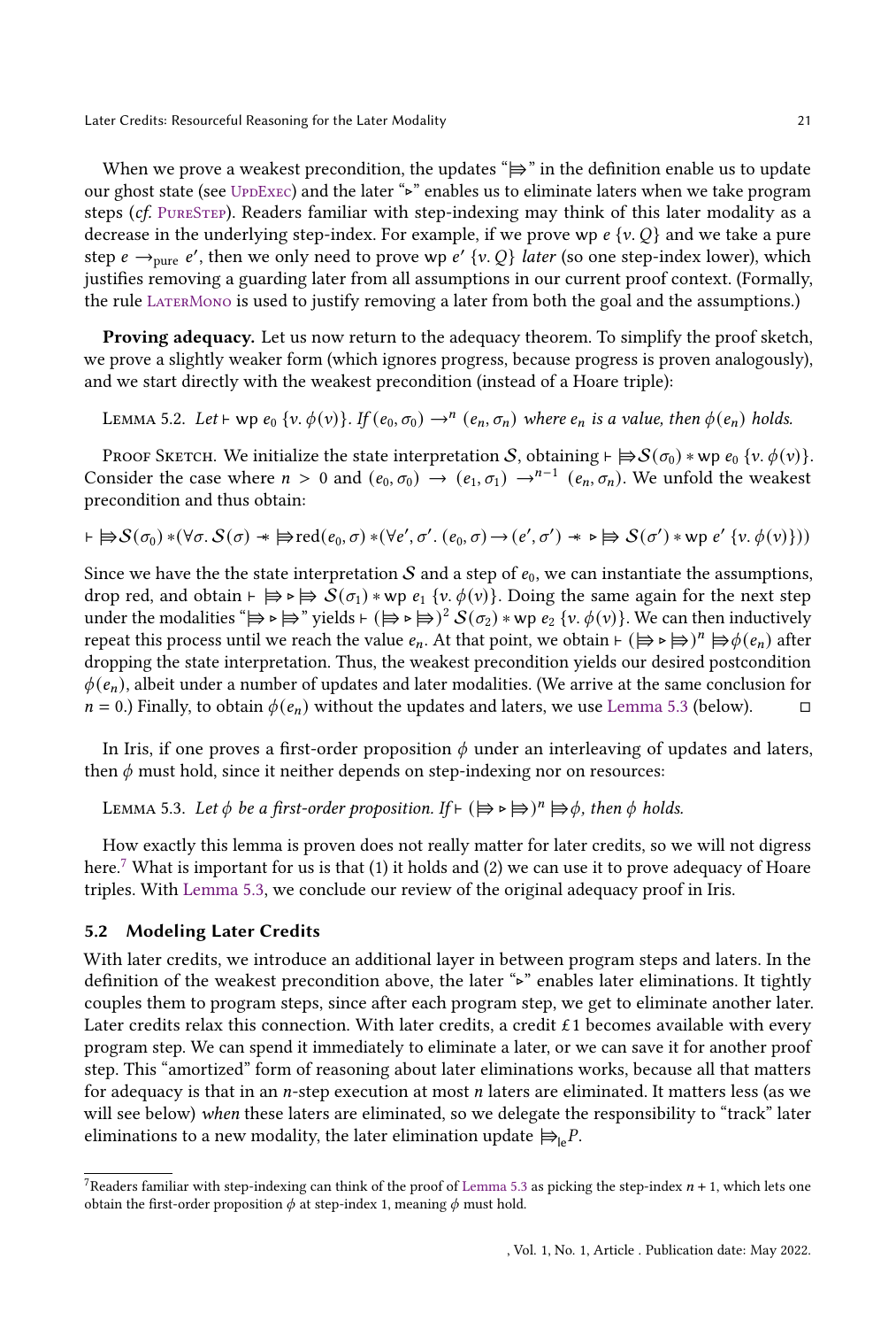When we prove a weakest precondition, the updates "$\Rrightarrow$" in the definition enable us to update our ghost state (see UpdExec) and the later "$\triangleright$" enables us to eliminate laters when we take program steps (*cf.* PureStep). Readers familiar with step-indexing may think of this later modality as a decrease in the underlying step-index. For example, if we prove $\text{wp } e \ \{v. \ Q\}$ and we take a pure step $e \rightarrow_{\text{pure}} e'$, then we only need to prove $\text{wp } e' \ \{v. \ Q\}$ *later* (so one step-index lower), which justifies removing a guarding later from all assumptions in our current proof context. (Formally, the rule LaterMono is used to justify removing a later from both the goal and the assumptions.)

**Proving adequacy.** Let us now return to the adequacy theorem. To simplify the proof sketch, we prove a slightly weaker form (which ignores progress, because progress is proven analogously), and we start directly with the weakest precondition (instead of a Hoare triple):

Lemma 5.2. *Let* $\vdash \text{wp } e_0 \ \{v. \ \phi(v)\}$. *If* $(e_0, \sigma_0) \rightarrow^n (e_n, \sigma_n)$ *where* $e_n$ *is a value, then* $\phi(e_n)$ *holds.*

Proof Sketch. We initialize the state interpretation $\mathcal{S}$, obtaining $\vdash \Rrightarrow \mathcal{S}(\sigma_0) * \text{wp } e_0 \ \{v. \ \phi(v)\}$. Consider the case where $n > 0$ and $(e_0, \sigma_0) \rightarrow (e_1, \sigma_1) \rightarrow^{n-1} (e_n, \sigma_n)$. We unfold the weakest precondition and thus obtain:

$$\vdash \Rrightarrow \mathcal{S}(\sigma_0) * (\forall \sigma. \ \mathcal{S}(\sigma) \twoheadrightarrow \Rrightarrow \text{red}(e_0, \sigma) * (\forall e', \sigma'. \ (e_0, \sigma) \rightarrow (e', \sigma') \twoheadrightarrow \triangleright \Rrightarrow \mathcal{S}(\sigma') * \text{wp } e' \ \{v. \ \phi(v)\}))$$

Since we have the the state interpretation $\mathcal{S}$ and a step of $e_0$, we can instantiate the assumptions, drop red, and obtain $\vdash \Rrightarrow \triangleright \Rrightarrow \mathcal{S}(\sigma_1) * \text{wp } e_1 \ \{v. \ \phi(v)\}$. Doing the same again for the next step under the modalities "$\Rrightarrow \triangleright \Rrightarrow$" yields $\vdash (\Rrightarrow \triangleright \Rrightarrow)^2 \ \mathcal{S}(\sigma_2) * \text{wp } e_2 \ \{v. \ \phi(v)\}$. We can then inductively repeat this process until we reach the value $e_n$. At that point, we obtain $\vdash (\Rrightarrow \triangleright \Rrightarrow)^n \Rrightarrow \phi(e_n)$ after dropping the state interpretation. Thus, the weakest precondition yields our desired postcondition $\phi(e_n)$, albeit under a number of updates and later modalities. (We arrive at the same conclusion for $n = 0$.) Finally, to obtain $\phi(e_n)$ without the updates and laters, we use Lemma 5.3 (below). ◻

In Iris, if one proves a first-order proposition $\phi$ under an interleaving of updates and laters, then $\phi$ must hold, since it neither depends on step-indexing nor on resources:

Lemma 5.3. *Let* $\phi$ *be a first-order proposition. If* $\vdash (\Rrightarrow \triangleright \Rrightarrow)^n \Rrightarrow \phi$, *then* $\phi$ *holds.*

How exactly this lemma is proven does not really matter for later credits, so we will not digress here.[7] What is important for us is that (1) it holds and (2) we can use it to prove adequacy of Hoare triples. With Lemma 5.3, we conclude our review of the original adequacy proof in Iris.

## 5.2 Modeling Later Credits

With later credits, we introduce an additional layer in between program steps and laters. In the definition of the weakest precondition above, the later "$\triangleright$" enables later eliminations. It tightly couples them to program steps, since after each program step, we get to eliminate another later. Later credits relax this connection. With later credits, a credit $\pounds 1$ becomes available with every program step. We can spend it immediately to eliminate a later, or we can save it for another proof step. This "amortized" form of reasoning about later eliminations works, because all that matters for adequacy is that in an $n$-step execution at most $n$ laters are eliminated. It matters less (as we will see below) *when* these laters are eliminated, so we delegate the responsibility to "track" later eliminations to a new modality, the later elimination update $\Rrightarrow_{\text{le}} P$.

[7] Readers familiar with step-indexing can think of the proof of Lemma 5.3 as picking the step-index $n + 1$, which lets one obtain the first-order proposition $\phi$ at step-index 1, meaning $\phi$ must hold.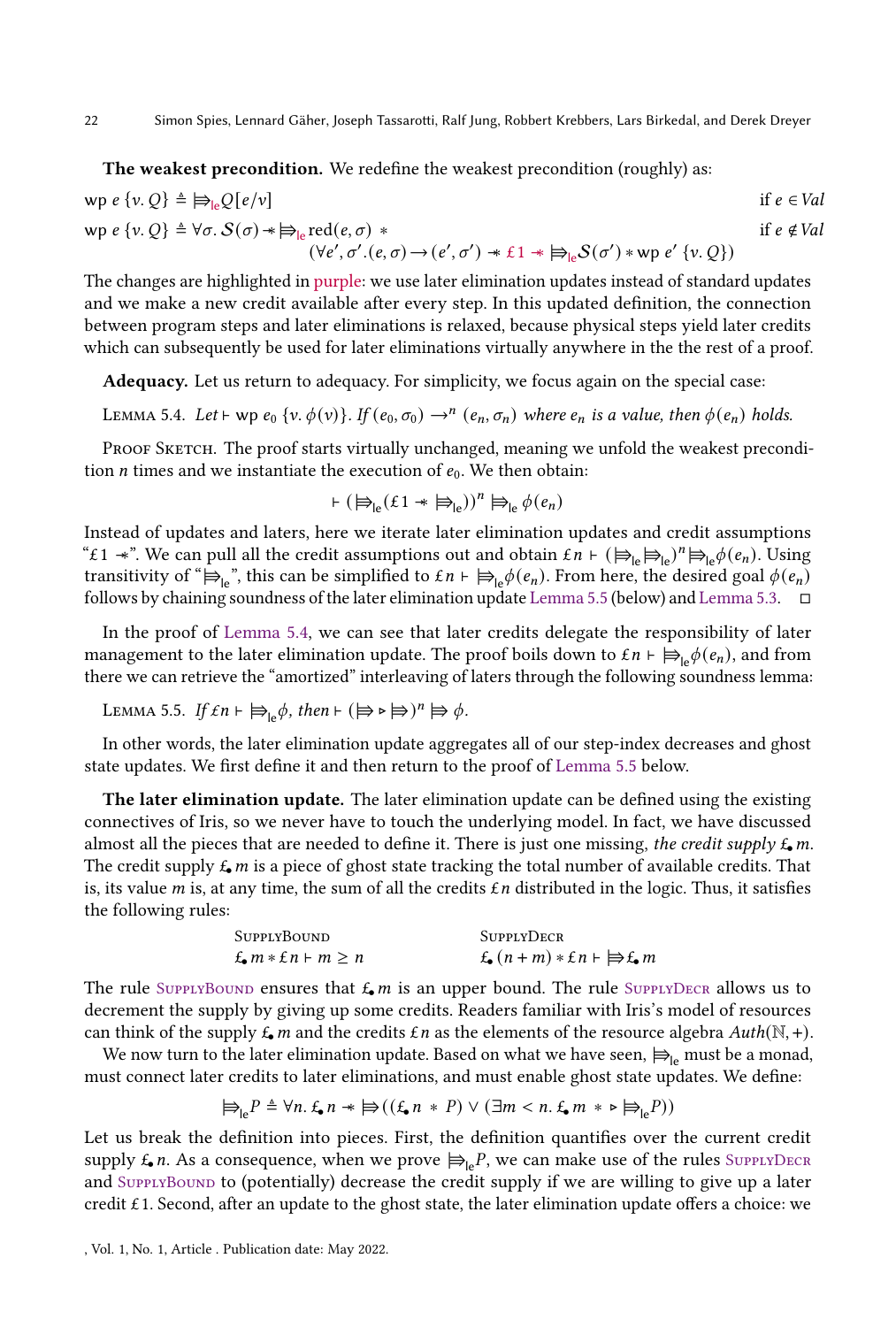**The weakest precondition.** We redefine the weakest precondition (roughly) as:

$$\text{wp } e \; \{v.\, Q\} \triangleq \mathrel{\Rrightarrow_{\mathsf{le}}} Q[e/v] \qquad \text{if } e \in \mathit{Val}$$

$$\text{wp } e \; \{v.\, Q\} \triangleq \forall \sigma.\, \mathcal{S}(\sigma) \twoheadrightarrow \mathrel{\Rrightarrow_{\mathsf{le}}} \text{red}(e,\sigma) \;*\; (\forall e', \sigma'.(e,\sigma) \to (e',\sigma') \twoheadrightarrow £1 \twoheadrightarrow \mathrel{\Rrightarrow_{\mathsf{le}}} \mathcal{S}(\sigma') * \text{wp } e' \; \{v.\, Q\}) \qquad \text{if } e \notin \mathit{Val}$$

The changes are highlighted in purple: we use later elimination updates instead of standard updates and we make a new credit available after every step. In this updated definition, the connection between program steps and later eliminations is relaxed, because physical steps yield later credits which can subsequently be used for later eliminations virtually anywhere in the the rest of a proof.

**Adequacy.** Let us return to adequacy. For simplicity, we focus again on the special case:

Lemma 5.4. *Let* $\vdash \text{wp } e_0 \; \{v.\, \phi(v)\}$. *If* $(e_0, \sigma_0) \to^n (e_n, \sigma_n)$ *where* $e_n$ *is a value, then* $\phi(e_n)$ *holds.*

Proof Sketch. The proof starts virtually unchanged, meaning we unfold the weakest precondition $n$ times and we instantiate the execution of $e_0$. We then obtain:

$$\vdash (\mathrel{\Rrightarrow_{\mathsf{le}}} (£1 \twoheadrightarrow \mathrel{\Rrightarrow_{\mathsf{le}}}))^n \mathrel{\Rrightarrow_{\mathsf{le}}} \phi(e_n)$$

Instead of updates and laters, here we iterate later elimination updates and credit assumptions "$£1 \twoheadrightarrow$". We can pull all the credit assumptions out and obtain $£n \vdash (\mathrel{\Rrightarrow_{\mathsf{le}}}\mathrel{\Rrightarrow_{\mathsf{le}}})^n \mathrel{\Rrightarrow_{\mathsf{le}}} \phi(e_n)$. Using transitivity of "$\mathrel{\Rrightarrow_{\mathsf{le}}}$", this can be simplified to $£n \vdash \mathrel{\Rrightarrow_{\mathsf{le}}} \phi(e_n)$. From here, the desired goal $\phi(e_n)$ follows by chaining soundness of the later elimination update Lemma 5.5 (below) and Lemma 5.3. □

In the proof of Lemma 5.4, we can see that later credits delegate the responsibility of later management to the later elimination update. The proof boils down to $£n \vdash \mathrel{\Rrightarrow_{\mathsf{le}}} \phi(e_n)$, and from there we can retrieve the "amortized" interleaving of laters through the following soundness lemma:

Lemma 5.5. *If* $£n \vdash \mathrel{\Rrightarrow_{\mathsf{le}}} \phi$, *then* $\vdash (\Rrightarrow \triangleright \Rrightarrow)^n \Rrightarrow \phi$.

In other words, the later elimination update aggregates all of our step-index decreases and ghost state updates. We first define it and then return to the proof of Lemma 5.5 below.

**The later elimination update.** The later elimination update can be defined using the existing connectives of Iris, so we never have to touch the underlying model. In fact, we have discussed almost all the pieces that are needed to define it. There is just one missing, *the credit supply* $£_\bullet\, m$. The credit supply $£_\bullet\, m$ is a piece of ghost state tracking the total number of available credits. That is, its value $m$ is, at any time, the sum of all the credits $£n$ distributed in the logic. Thus, it satisfies the following rules:

SupplyBound
$$£_\bullet\, m * £n \vdash m \geq n$$

SupplyDecr
$$£_\bullet\, (n+m) * £n \vdash \Rrightarrow £_\bullet\, m$$

The rule SupplyBound ensures that $£_\bullet\, m$ is an upper bound. The rule SupplyDecr allows us to decrement the supply by giving up some credits. Readers familiar with Iris's model of resources can think of the supply $£_\bullet\, m$ and the credits $£n$ as the elements of the resource algebra $\mathit{Auth}(\mathbb{N}, +)$.

We now turn to the later elimination update. Based on what we have seen, $\mathrel{\Rrightarrow_{\mathsf{le}}}$ must be a monad, must connect later credits to later eliminations, and must enable ghost state updates. We define:

$$\mathrel{\Rrightarrow_{\mathsf{le}}} P \triangleq \forall n.\, £_\bullet\, n \twoheadrightarrow \Rrightarrow ((£_\bullet\, n \;*\; P) \vee (\exists m < n.\, £_\bullet\, m \;*\; \triangleright \mathrel{\Rrightarrow_{\mathsf{le}}} P))$$

Let us break the definition into pieces. First, the definition quantifies over the current credit supply $£_\bullet\, n$. As a consequence, when we prove $\mathrel{\Rrightarrow_{\mathsf{le}}} P$, we can make use of the rules SupplyDecr and SupplyBound to (potentially) decrease the credit supply if we are willing to give up a later credit $£1$. Second, after an update to the ghost state, the later elimination update offers a choice: we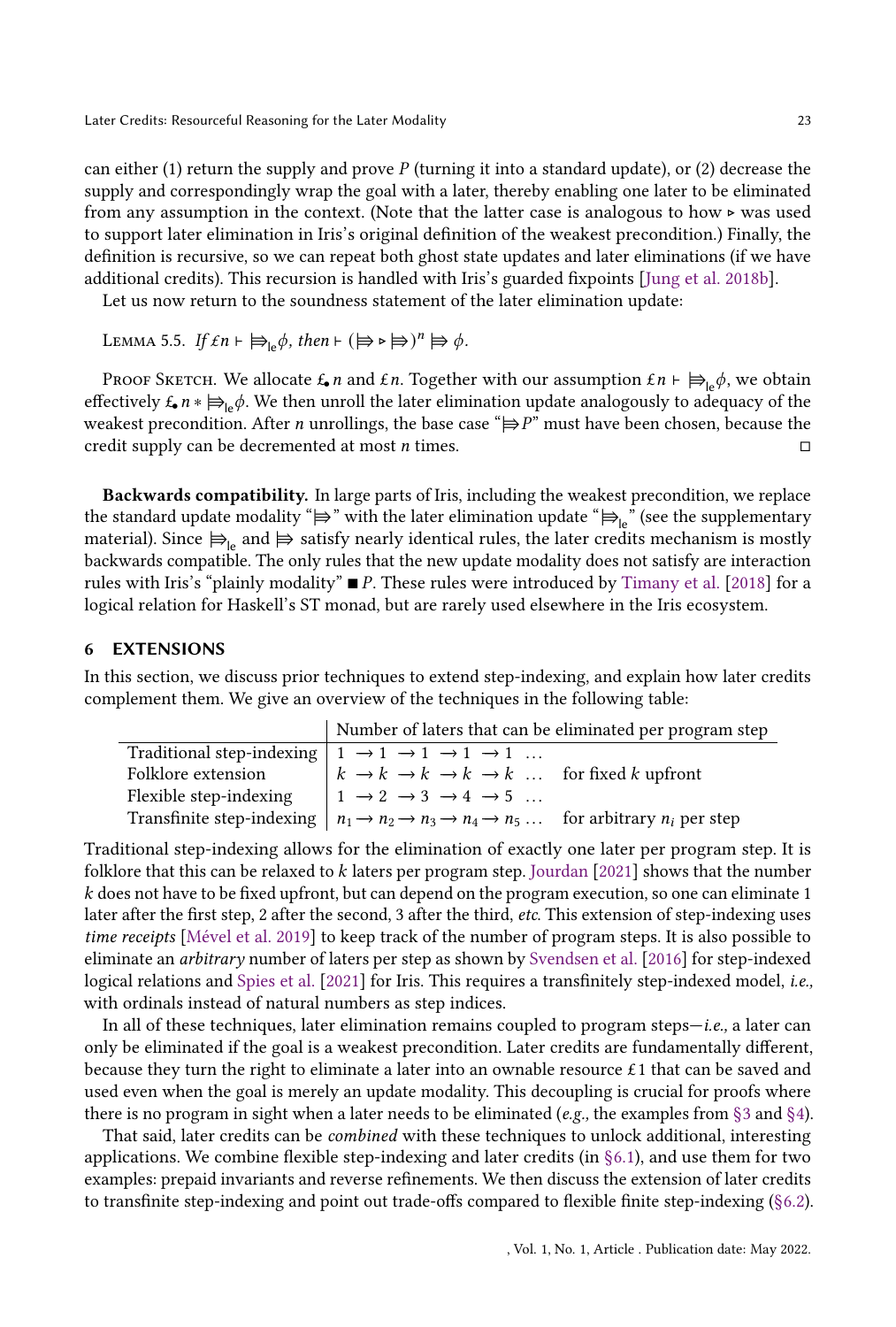can either (1) return the supply and prove $P$ (turning it into a standard update), or (2) decrease the supply and correspondingly wrap the goal with a later, thereby enabling one later to be eliminated from any assumption in the context. (Note that the latter case is analogous to how $\triangleright$ was used to support later elimination in Iris's original definition of the weakest precondition.) Finally, the definition is recursive, so we can repeat both ghost state updates and later eliminations (if we have additional credits). This recursion is handled with Iris's guarded fixpoints [Jung et al. 2018b].

Let us now return to the soundness statement of the later elimination update:

Lemma 5.5. *If* $£n \vdash \Rrightarrow_{\mathsf{le}} \phi$, *then* $\vdash (\Rrightarrow \triangleright \Rrightarrow)^n \Rrightarrow \phi$.

Proof Sketch. We allocate $£_{\bullet}\, n$ and $£n$. Together with our assumption $£n \vdash \Rrightarrow_{\mathsf{le}} \phi$, we obtain effectively $£_{\bullet}\, n * \Rrightarrow_{\mathsf{le}} \phi$. We then unroll the later elimination update analogously to adequacy of the weakest precondition. After $n$ unrollings, the base case "$\Rrightarrow P$" must have been chosen, because the credit supply can be decremented at most $n$ times. ◻

**Backwards compatibility.** In large parts of Iris, including the weakest precondition, we replace the standard update modality "$\Rrightarrow$" with the later elimination update "$\Rrightarrow_{\mathsf{le}}$" (see the supplementary material). Since $\Rrightarrow_{\mathsf{le}}$ and $\Rrightarrow$ satisfy nearly identical rules, the later credits mechanism is mostly backwards compatible. The only rules that the new update modality does not satisfy are interaction rules with Iris's "plainly modality" $\blacksquare P$. These rules were introduced by Timany et al. [2018] for a logical relation for Haskell's ST monad, but are rarely used elsewhere in the Iris ecosystem.

## 6 EXTENSIONS

In this section, we discuss prior techniques to extend step-indexing, and explain how later credits complement them. We give an overview of the techniques in the following table:

| | Number of laters that can be eliminated per program step | |
|---|---|---|
| Traditional step-indexing | $1 \to 1 \to 1 \to 1 \to 1\ \ldots$ | |
| Folklore extension | $k \to k \to k \to k\ \ldots$ | for fixed $k$ upfront |
| Flexible step-indexing | $1 \to 2 \to 3 \to 4 \to 5\ \ldots$ | |
| Transfinite step-indexing | $n_1 \to n_2 \to n_3 \to n_4 \to n_5\ \ldots$ | for arbitrary $n_i$ per step |

Traditional step-indexing allows for the elimination of exactly one later per program step. It is folklore that this can be relaxed to $k$ laters per program step. Jourdan [2021] shows that the number $k$ does not have to be fixed upfront, but can depend on the program execution, so one can eliminate 1 later after the first step, 2 after the second, 3 after the third, *etc.* This extension of step-indexing uses *time receipts* [Mével et al. 2019] to keep track of the number of program steps. It is also possible to eliminate an *arbitrary* number of laters per step as shown by Svendsen et al. [2016] for step-indexed logical relations and Spies et al. [2021] for Iris. This requires a transfinitely step-indexed model, *i.e.,* with ordinals instead of natural numbers as step indices.

In all of these techniques, later elimination remains coupled to program steps—*i.e.,* a later can only be eliminated if the goal is a weakest precondition. Later credits are fundamentally different, because they turn the right to eliminate a later into an ownable resource $£1$ that can be saved and used even when the goal is merely an update modality. This decoupling is crucial for proofs where there is no program in sight when a later needs to be eliminated (*e.g.,* the examples from §3 and §4).

That said, later credits can be *combined* with these techniques to unlock additional, interesting applications. We combine flexible step-indexing and later credits (in §6.1), and use them for two examples: prepaid invariants and reverse refinements. We then discuss the extension of later credits to transfinite step-indexing and point out trade-offs compared to flexible finite step-indexing (§6.2).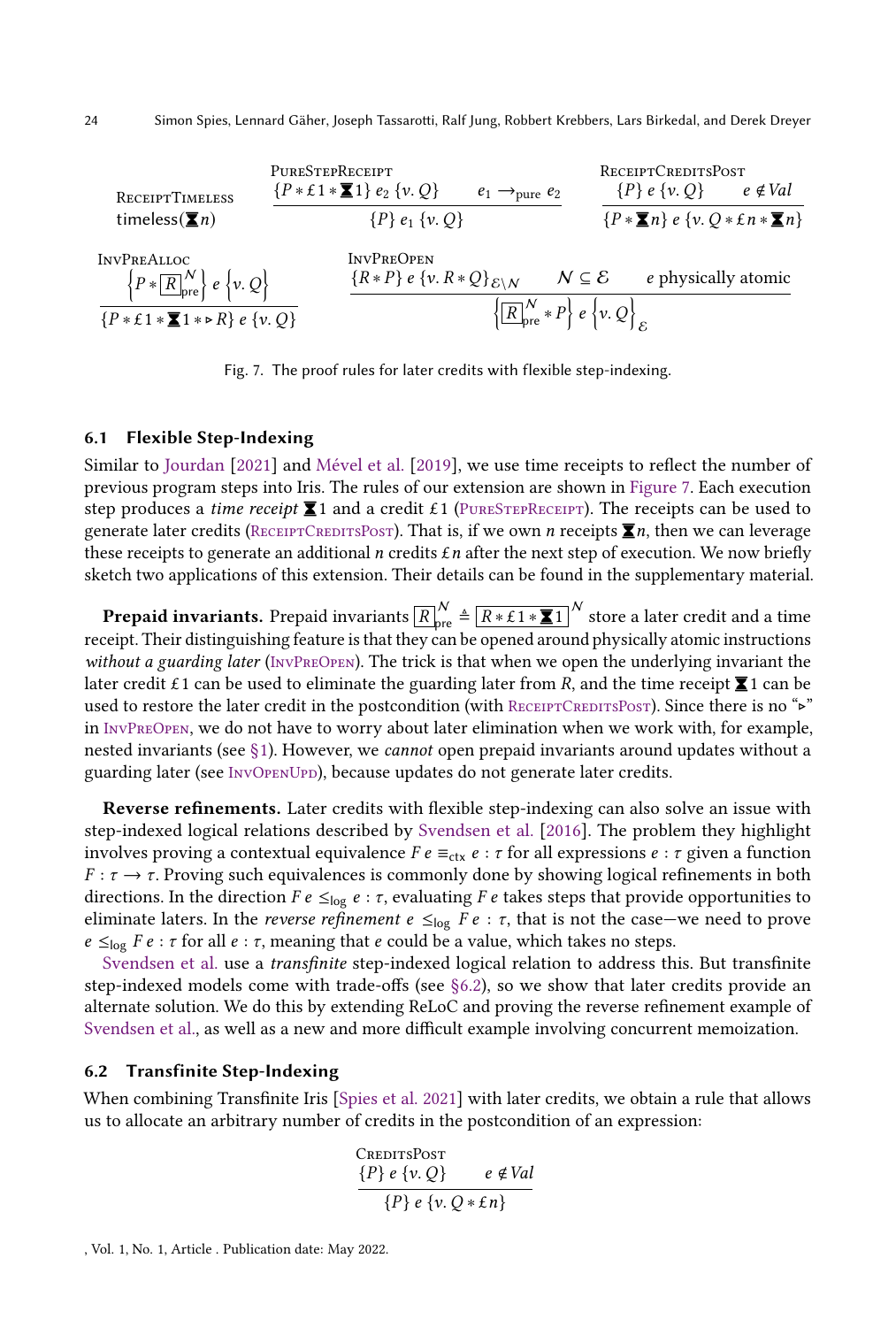$$\textsc{ReceiptTimeless}\quad \mathsf{timeless}(\text{⧗} n)$$

$$\textsc{PureStepReceipt}\quad \frac{\{P * \pounds 1 * \text{⧗} 1\}\ e_2\ \{v.\ Q\} \qquad e_1 \to_{\mathsf{pure}} e_2}{\{P\}\ e_1\ \{v.\ Q\}}$$

$$\textsc{ReceiptCreditsPost}\quad \frac{\{P\}\ e\ \{v.\ Q\} \qquad e \notin Val}{\{P * \text{⧗} n\}\ e\ \{v.\ Q * \pounds n * \text{⧗} n\}}$$

$$\textsc{InvPreAlloc}\quad \frac{\left\{P * \boxed{R}^{\mathcal{N}}_{\mathsf{pre}}\right\}\ e\ \left\{v.\ Q\right\}}{\{P * \pounds 1 * \text{⧗} 1 * \triangleright R\}\ e\ \{v.\ Q\}}$$

$$\textsc{InvPreOpen}\quad \frac{\{R * P\}\ e\ \{v.\ R * Q\}_{\mathcal{E}\setminus\mathcal{N}} \qquad \mathcal{N} \subseteq \mathcal{E} \qquad e \text{ physically atomic}}{\left\{\boxed{R}^{\mathcal{N}}_{\mathsf{pre}} * P\right\}\ e\ \left\{v.\ Q\right\}_{\mathcal{E}}}$$

Fig. 7. The proof rules for later credits with flexible step-indexing.

## 6.1 Flexible Step-Indexing

Similar to Jourdan [2021] and Mével et al. [2019], we use time receipts to reflect the number of previous program steps into Iris. The rules of our extension are shown in Figure 7. Each execution step produces a *time receipt* $\text{⧗} 1$ and a credit $\pounds 1$ (PureStepReceipt). The receipts can be used to generate later credits (ReceiptCreditsPost). That is, if we own $n$ receipts $\text{⧗} n$, then we can leverage these receipts to generate an additional $n$ credits $\pounds n$ after the next step of execution. We now briefly sketch two applications of this extension. Their details can be found in the supplementary material.

**Prepaid invariants.** Prepaid invariants $\boxed{R}^{\mathcal{N}}_{\mathsf{pre}} \triangleq \boxed{R * \pounds 1 * \text{⧗} 1}^{\mathcal{N}}$ store a later credit and a time receipt. Their distinguishing feature is that they can be opened around physically atomic instructions *without a guarding later* (InvPreOpen). The trick is that when we open the underlying invariant the later credit $\pounds 1$ can be used to eliminate the guarding later from $R$, and the time receipt $\text{⧗} 1$ can be used to restore the later credit in the postcondition (with ReceiptCreditsPost). Since there is no "$\triangleright$" in InvPreOpen, we do not have to worry about later elimination when we work with, for example, nested invariants (see §1). However, we *cannot* open prepaid invariants around updates without a guarding later (see InvOpenUpd), because updates do not generate later credits.

**Reverse refinements.** Later credits with flexible step-indexing can also solve an issue with step-indexed logical relations described by Svendsen et al. [2016]. The problem they highlight involves proving a contextual equivalence $F\ e \equiv_{\mathsf{ctx}} e : \tau$ for all expressions $e : \tau$ given a function $F : \tau \to \tau$. Proving such equivalences is commonly done by showing logical refinements in both directions. In the direction $F\ e \leq_{\log} e : \tau$, evaluating $F\ e$ takes steps that provide opportunities to eliminate laters. In the *reverse refinement* $e \leq_{\log} F\ e : \tau$, that is not the case—we need to prove $e \leq_{\log} F\ e : \tau$ for all $e : \tau$, meaning that $e$ could be a value, which takes no steps.

Svendsen et al. use a *transfinite* step-indexed logical relation to address this. But transfinite step-indexed models come with trade-offs (see §6.2), so we show that later credits provide an alternate solution. We do this by extending ReLoC and proving the reverse refinement example of Svendsen et al., as well as a new and more difficult example involving concurrent memoization.

## 6.2 Transfinite Step-Indexing

When combining Transfinite Iris [Spies et al. 2021] with later credits, we obtain a rule that allows us to allocate an arbitrary number of credits in the postcondition of an expression:

$$\textsc{CreditsPost}\quad \frac{\{P\}\ e\ \{v.\ Q\} \qquad e \notin Val}{\{P\}\ e\ \{v.\ Q * \pounds n\}}$$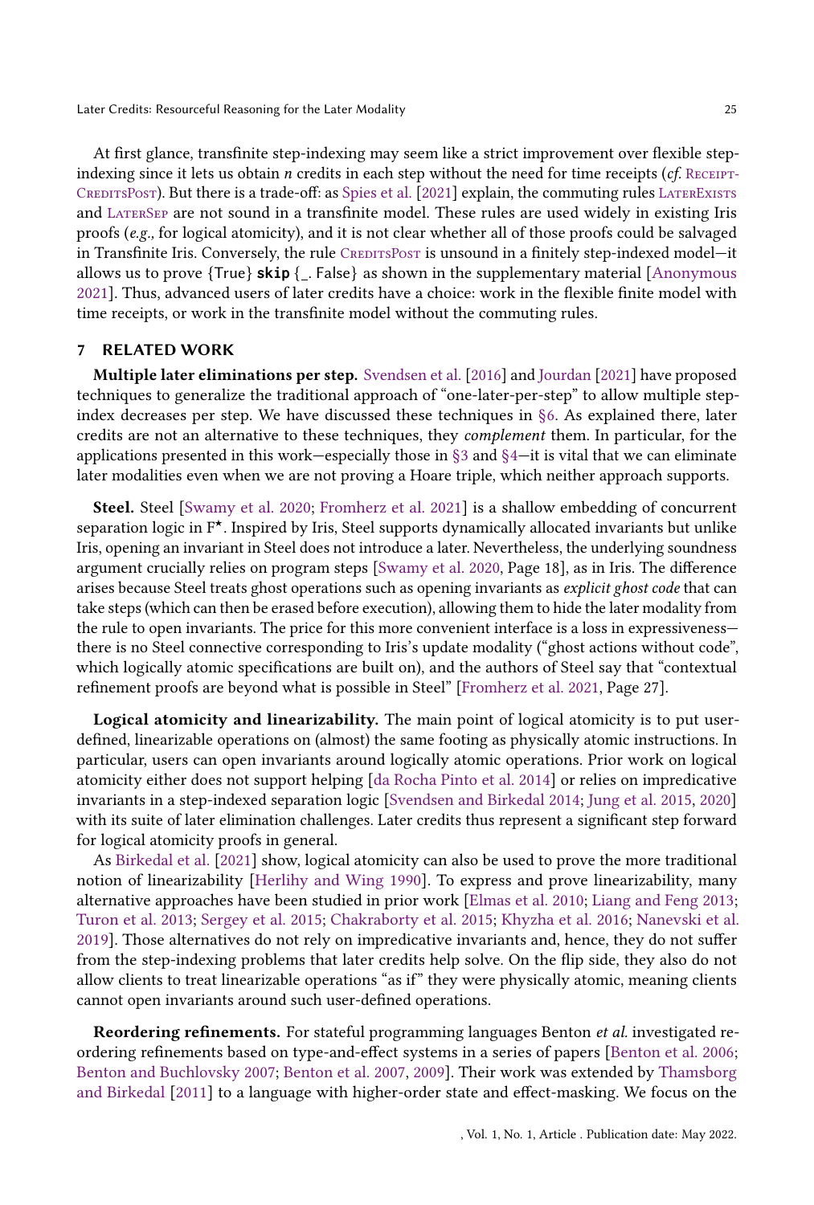At first glance, transfinite step-indexing may seem like a strict improvement over flexible step-indexing since it lets us obtain $n$ credits in each step without the need for time receipts (*cf.* ReceiptCreditsPost). But there is a trade-off: as Spies et al. [2021] explain, the commuting rules LaterExists and LaterSep are not sound in a transfinite model. These rules are used widely in existing Iris proofs (*e.g.,* for logical atomicity), and it is not clear whether all of those proofs could be salvaged in Transfinite Iris. Conversely, the rule CreditsPost is unsound in a finitely step-indexed model—it allows us to prove {True} **skip** {_. False} as shown in the supplementary material [Anonymous 2021]. Thus, advanced users of later credits have a choice: work in the flexible finite model with time receipts, or work in the transfinite model without the commuting rules.

## 7 RELATED WORK

**Multiple later eliminations per step.** Svendsen et al. [2016] and Jourdan [2021] have proposed techniques to generalize the traditional approach of "one-later-per-step" to allow multiple step-index decreases per step. We have discussed these techniques in §6. As explained there, later credits are not an alternative to these techniques, they *complement* them. In particular, for the applications presented in this work—especially those in §3 and §4—it is vital that we can eliminate later modalities even when we are not proving a Hoare triple, which neither approach supports.

**Steel.** Steel [Swamy et al. 2020; Fromherz et al. 2021] is a shallow embedding of concurrent separation logic in F$^\star$. Inspired by Iris, Steel supports dynamically allocated invariants but unlike Iris, opening an invariant in Steel does not introduce a later. Nevertheless, the underlying soundness argument crucially relies on program steps [Swamy et al. 2020, Page 18], as in Iris. The difference arises because Steel treats ghost operations such as opening invariants as *explicit ghost code* that can take steps (which can then be erased before execution), allowing them to hide the later modality from the rule to open invariants. The price for this more convenient interface is a loss in expressiveness—there is no Steel connective corresponding to Iris's update modality ("ghost actions without code", which logically atomic specifications are built on), and the authors of Steel say that "contextual refinement proofs are beyond what is possible in Steel" [Fromherz et al. 2021, Page 27].

**Logical atomicity and linearizability.** The main point of logical atomicity is to put user-defined, linearizable operations on (almost) the same footing as physically atomic instructions. In particular, users can open invariants around logically atomic operations. Prior work on logical atomicity either does not support helping [da Rocha Pinto et al. 2014] or relies on impredicative invariants in a step-indexed separation logic [Svendsen and Birkedal 2014; Jung et al. 2015, 2020] with its suite of later elimination challenges. Later credits thus represent a significant step forward for logical atomicity proofs in general.

As Birkedal et al. [2021] show, logical atomicity can also be used to prove the more traditional notion of linearizability [Herlihy and Wing 1990]. To express and prove linearizability, many alternative approaches have been studied in prior work [Elmas et al. 2010; Liang and Feng 2013; Turon et al. 2013; Sergey et al. 2015; Chakraborty et al. 2015; Khyzha et al. 2016; Nanevski et al. 2019]. Those alternatives do not rely on impredicative invariants and, hence, they do not suffer from the step-indexing problems that later credits help solve. On the flip side, they also do not allow clients to treat linearizable operations "as if" they were physically atomic, meaning clients cannot open invariants around such user-defined operations.

**Reordering refinements.** For stateful programming languages Benton *et al.* investigated reordering refinements based on type-and-effect systems in a series of papers [Benton et al. 2006; Benton and Buchlovsky 2007; Benton et al. 2007, 2009]. Their work was extended by Thamsborg and Birkedal [2011] to a language with higher-order state and effect-masking. We focus on the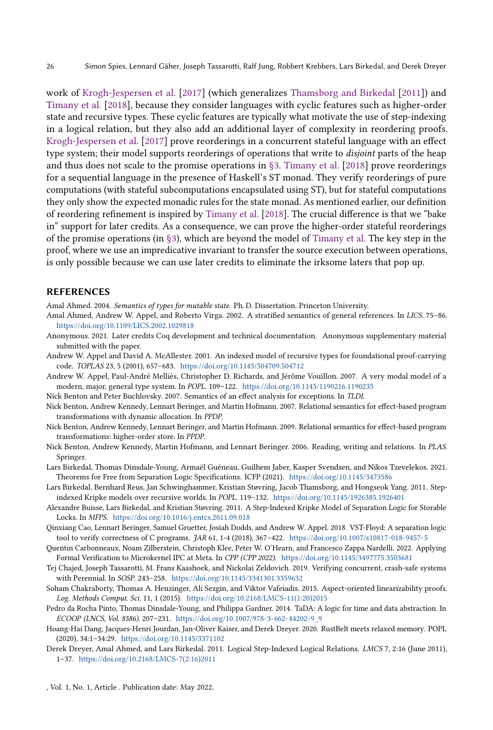work of Krogh-Jespersen et al. [2017] (which generalizes Thamsborg and Birkedal [2011]) and Timany et al. [2018], because they consider languages with cyclic features such as higher-order state and recursive types. These cyclic features are typically what motivate the use of step-indexing in a logical relation, but they also add an additional layer of complexity in reordering proofs. Krogh-Jespersen et al. [2017] prove reorderings in a concurrent stateful language with an effect type system; their model supports reorderings of operations that write to *disjoint* parts of the heap and thus does not scale to the promise operations in §3. Timany et al. [2018] prove reorderings for a sequential language in the presence of Haskell's ST monad. They verify reorderings of pure computations (with stateful subcomputations encapsulated using ST), but for stateful computations they only show the expected monadic rules for the state monad. As mentioned earlier, our definition of reordering refinement is inspired by Timany et al. [2018]. The crucial difference is that we "bake in" support for later credits. As a consequence, we can prove the higher-order stateful reorderings of the promise operations (in §3), which are beyond the model of Timany et al. The key step in the proof, where we use an impredicative invariant to transfer the source execution between operations, is only possible because we can use later credits to eliminate the irksome laters that pop up.

## REFERENCES

Amal Ahmed. 2004. *Semantics of types for mutable state.* Ph. D. Dissertation. Princeton University.

Amal Ahmed, Andrew W. Appel, and Roberto Virga. 2002. A stratified semantics of general references. In *LICS*. 75–86. https://doi.org/10.1109/LICS.2002.1029818

Anonymous. 2021. Later credits Coq development and technical documentation. Anonymous supplementary material submitted with the paper.

Andrew W. Appel and David A. McAllester. 2001. An indexed model of recursive types for foundational proof-carrying code. *TOPLAS* 23, 5 (2001), 657–683. https://doi.org/10.1145/504709.504712

Andrew W. Appel, Paul-André Melliès, Christopher D. Richards, and Jérôme Vouillon. 2007. A very modal model of a modern, major, general type system. In *POPL*. 109–122. https://doi.org/10.1145/1190216.1190235

Nick Benton and Peter Buchlovsky. 2007. Semantics of an effect analysis for exceptions. In *TLDI*.

Nick Benton, Andrew Kennedy, Lennart Beringer, and Martin Hofmann. 2007. Relational semantics for effect-based program transformations with dynamic allocation. In *PPDP*.

Nick Benton, Andrew Kennedy, Lennart Beringer, and Martin Hofmann. 2009. Relational semantics for effect-based program transformations: higher-order store. In *PPDP*.

Nick Benton, Andrew Kennedy, Martin Hofmann, and Lennart Beringer. 2006. Reading, writing and relations. In *PLAS*. Springer.

Lars Birkedal, Thomas Dinsdale-Young, Armaël Guéneau, Guilhem Jaber, Kasper Svendsen, and Nikos Tzevelekos. 2021. Theorems for Free from Separation Logic Specifications. ICFP (2021). https://doi.org/10.1145/3473586

Lars Birkedal, Bernhard Reus, Jan Schwinghammer, Kristian Støvring, Jacob Thamsborg, and Hongseok Yang. 2011. Step-indexed Kripke models over recursive worlds. In *POPL*. 119–132. https://doi.org/10.1145/1926385.1926401

Alexandre Buisse, Lars Birkedal, and Kristian Støvring. 2011. A Step-Indexed Kripke Model of Separation Logic for Storable Locks. In *MFPS*. https://doi.org/10.1016/j.entcs.2011.09.018

Qinxiang Cao, Lennart Beringer, Samuel Gruetter, Josiah Dodds, and Andrew W. Appel. 2018. VST-Floyd: A separation logic tool to verify correctness of C programs. *JAR* 61, 1-4 (2018), 367–422. https://doi.org/10.1007/s10817-018-9457-5

Quentin Carbonneaux, Noam Zilberstein, Christoph Klee, Peter W. O'Hearn, and Francesco Zappa Nardelli. 2022. Applying Formal Verification to Microkernel IPC at Meta. In *CPP (CPP 2022)*. https://doi.org/10.1145/3497775.3503681

Tej Chajed, Joseph Tassarotti, M. Frans Kaashoek, and Nickolai Zeldovich. 2019. Verifying concurrent, crash-safe systems with Perennial. In *SOSP*. 243–258. https://doi.org/10.1145/3341301.3359632

Soham Chakraborty, Thomas A. Henzinger, Ali Sezgin, and Viktor Vafeiadis. 2015. Aspect-oriented linearizability proofs. *Log. Methods Comput. Sci.* 11, 1 (2015). https://doi.org/10.2168/LMCS-11(1:20)2015

Pedro da Rocha Pinto, Thomas Dinsdale-Young, and Philippa Gardner. 2014. TaDA: A logic for time and data abstraction. In *ECOOP (LNCS, Vol. 8586)*. 207–231. https://doi.org/10.1007/978-3-662-44202-9_9

Hoang-Hai Dang, Jacques-Henri Jourdan, Jan-Oliver Kaiser, and Derek Dreyer. 2020. RustBelt meets relaxed memory. POPL (2020), 34:1–34:29. https://doi.org/10.1145/3371102

Derek Dreyer, Amal Ahmed, and Lars Birkedal. 2011. Logical Step-Indexed Logical Relations. *LMCS* 7, 2:16 (June 2011), 1–37. https://doi.org/10.2168/LMCS-7(2:16)2011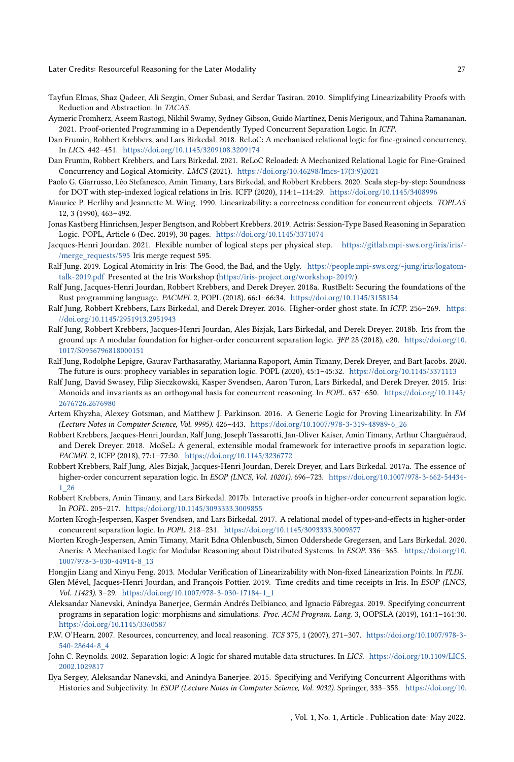Tayfun Elmas, Shaz Qadeer, Ali Sezgin, Omer Subasi, and Serdar Tasiran. 2010. Simplifying Linearizability Proofs with Reduction and Abstraction. In *TACAS*.

Aymeric Fromherz, Aseem Rastogi, Nikhil Swamy, Sydney Gibson, Guido Martínez, Denis Merigoux, and Tahina Ramananan. 2021. Proof-oriented Programming in a Dependently Typed Concurrent Separation Logic. In *ICFP*.

Dan Frumin, Robbert Krebbers, and Lars Birkedal. 2018. ReLoC: A mechanised relational logic for fine-grained concurrency. In *LICS*. 442–451. https://doi.org/10.1145/3209108.3209174

Dan Frumin, Robbert Krebbers, and Lars Birkedal. 2021. ReLoC Reloaded: A Mechanized Relational Logic for Fine-Grained Concurrency and Logical Atomicity. *LMCS* (2021). https://doi.org/10.46298/lmcs-17(3:9)2021

Paolo G. Giarrusso, Léo Stefanesco, Amin Timany, Lars Birkedal, and Robbert Krebbers. 2020. Scala step-by-step: Soundness for DOT with step-indexed logical relations in Iris. ICFP (2020), 114:1–114:29. https://doi.org/10.1145/3408996

Maurice P. Herlihy and Jeannette M. Wing. 1990. Linearizability: a correctness condition for concurrent objects. *TOPLAS* 12, 3 (1990), 463–492.

Jonas Kastberg Hinrichsen, Jesper Bengtson, and Robbert Krebbers. 2019. Actris: Session-Type Based Reasoning in Separation Logic. POPL, Article 6 (Dec. 2019), 30 pages. https://doi.org/10.1145/3371074

Jacques-Henri Jourdan. 2021. Flexible number of logical steps per physical step. https://gitlab.mpi-sws.org/iris/iris/-/merge_requests/595 Iris merge request 595.

Ralf Jung. 2019. Logical Atomicity in Iris: The Good, the Bad, and the Ugly. https://people.mpi-sws.org/~jung/iris/logatom-talk-2019.pdf Presented at the Iris Workshop (https://iris-project.org/workshop-2019/).

Ralf Jung, Jacques-Henri Jourdan, Robbert Krebbers, and Derek Dreyer. 2018a. RustBelt: Securing the foundations of the Rust programming language. *PACMPL* 2, POPL (2018), 66:1–66:34. https://doi.org/10.1145/3158154

Ralf Jung, Robbert Krebbers, Lars Birkedal, and Derek Dreyer. 2016. Higher-order ghost state. In *ICFP*. 256–269. https://doi.org/10.1145/2951913.2951943

Ralf Jung, Robbert Krebbers, Jacques-Henri Jourdan, Ales Bizjak, Lars Birkedal, and Derek Dreyer. 2018b. Iris from the ground up: A modular foundation for higher-order concurrent separation logic. *JFP* 28 (2018), e20. https://doi.org/10.1017/S0956796818000151

Ralf Jung, Rodolphe Lepigre, Gaurav Parthasarathy, Marianna Rapoport, Amin Timany, Derek Dreyer, and Bart Jacobs. 2020. The future is ours: prophecy variables in separation logic. POPL (2020), 45:1–45:32. https://doi.org/10.1145/3371113

Ralf Jung, David Swasey, Filip Sieczkowski, Kasper Svendsen, Aaron Turon, Lars Birkedal, and Derek Dreyer. 2015. Iris: Monoids and invariants as an orthogonal basis for concurrent reasoning. In *POPL*. 637–650. https://doi.org/10.1145/2676726.2676980

Artem Khyzha, Alexey Gotsman, and Matthew J. Parkinson. 2016. A Generic Logic for Proving Linearizability. In *FM (Lecture Notes in Computer Science, Vol. 9995)*. 426–443. https://doi.org/10.1007/978-3-319-48989-6_26

Robbert Krebbers, Jacques-Henri Jourdan, Ralf Jung, Joseph Tassarotti, Jan-Oliver Kaiser, Amin Timany, Arthur Charguéraud, and Derek Dreyer. 2018. MoSeL: A general, extensible modal framework for interactive proofs in separation logic. *PACMPL* 2, ICFP (2018), 77:1–77:30. https://doi.org/10.1145/3236772

Robbert Krebbers, Ralf Jung, Ales Bizjak, Jacques-Henri Jourdan, Derek Dreyer, and Lars Birkedal. 2017a. The essence of higher-order concurrent separation logic. In *ESOP (LNCS, Vol. 10201)*. 696–723. https://doi.org/10.1007/978-3-662-54434-1_26

Robbert Krebbers, Amin Timany, and Lars Birkedal. 2017b. Interactive proofs in higher-order concurrent separation logic. In *POPL*. 205–217. https://doi.org/10.1145/3093333.3009855

Morten Krogh-Jespersen, Kasper Svendsen, and Lars Birkedal. 2017. A relational model of types-and-effects in higher-order concurrent separation logic. In *POPL*. 218–231. https://doi.org/10.1145/3093333.3009877

Morten Krogh-Jespersen, Amin Timany, Marit Edna Ohlenbusch, Simon Oddershede Gregersen, and Lars Birkedal. 2020. Aneris: A Mechanised Logic for Modular Reasoning about Distributed Systems. In *ESOP*. 336–365. https://doi.org/10.1007/978-3-030-44914-8_13

Hongjin Liang and Xinyu Feng. 2013. Modular Verification of Linearizability with Non-fixed Linearization Points. In *PLDI*.

Glen Mével, Jacques-Henri Jourdan, and François Pottier. 2019. Time credits and time receipts in Iris. In *ESOP (LNCS, Vol. 11423)*. 3–29. https://doi.org/10.1007/978-3-030-17184-1_1

Aleksandar Nanevski, Anindya Banerjee, Germán Andrés Delbianco, and Ignacio Fábregas. 2019. Specifying concurrent programs in separation logic: morphisms and simulations. *Proc. ACM Program. Lang.* 3, OOPSLA (2019), 161:1–161:30. https://doi.org/10.1145/3360587

P.W. O'Hearn. 2007. Resources, concurrency, and local reasoning. *TCS* 375, 1 (2007), 271–307. https://doi.org/10.1007/978-3-540-28644-8_4

John C. Reynolds. 2002. Separation logic: A logic for shared mutable data structures. In *LICS*. https://doi.org/10.1109/LICS.2002.1029817

Ilya Sergey, Aleksandar Nanevski, and Anindya Banerjee. 2015. Specifying and Verifying Concurrent Algorithms with Histories and Subjectivity. In *ESOP (Lecture Notes in Computer Science, Vol. 9032)*. Springer, 333–358. https://doi.org/10.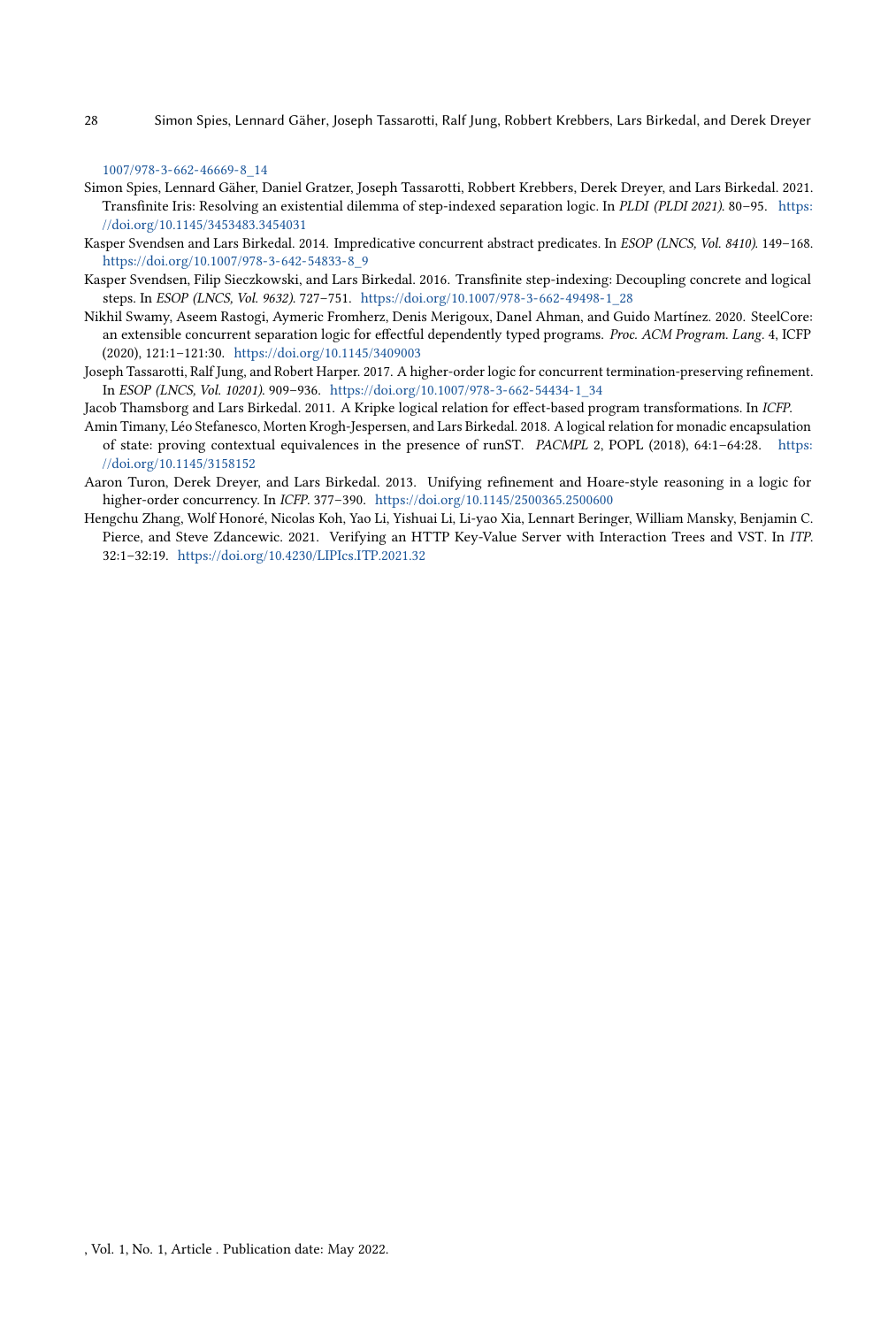1007/978-3-662-46669-8_14

Simon Spies, Lennard Gäher, Daniel Gratzer, Joseph Tassarotti, Robbert Krebbers, Derek Dreyer, and Lars Birkedal. 2021. Transfinite Iris: Resolving an existential dilemma of step-indexed separation logic. In *PLDI (PLDI 2021)*. 80–95. https://doi.org/10.1145/3453483.3454031

Kasper Svendsen and Lars Birkedal. 2014. Impredicative concurrent abstract predicates. In *ESOP (LNCS, Vol. 8410)*. 149–168. https://doi.org/10.1007/978-3-642-54833-8_9

Kasper Svendsen, Filip Sieczkowski, and Lars Birkedal. 2016. Transfinite step-indexing: Decoupling concrete and logical steps. In *ESOP (LNCS, Vol. 9632)*. 727–751. https://doi.org/10.1007/978-3-662-49498-1_28

Nikhil Swamy, Aseem Rastogi, Aymeric Fromherz, Denis Merigoux, Danel Ahman, and Guido Martínez. 2020. SteelCore: an extensible concurrent separation logic for effectful dependently typed programs. *Proc. ACM Program. Lang.* 4, ICFP (2020), 121:1–121:30. https://doi.org/10.1145/3409003

Joseph Tassarotti, Ralf Jung, and Robert Harper. 2017. A higher-order logic for concurrent termination-preserving refinement. In *ESOP (LNCS, Vol. 10201)*. 909–936. https://doi.org/10.1007/978-3-662-54434-1_34

Jacob Thamsborg and Lars Birkedal. 2011. A Kripke logical relation for effect-based program transformations. In *ICFP*.

Amin Timany, Léo Stefanesco, Morten Krogh-Jespersen, and Lars Birkedal. 2018. A logical relation for monadic encapsulation of state: proving contextual equivalences in the presence of runST. *PACMPL* 2, POPL (2018), 64:1–64:28. https://doi.org/10.1145/3158152

Aaron Turon, Derek Dreyer, and Lars Birkedal. 2013. Unifying refinement and Hoare-style reasoning in a logic for higher-order concurrency. In *ICFP*. 377–390. https://doi.org/10.1145/2500365.2500600

Hengchu Zhang, Wolf Honoré, Nicolas Koh, Yao Li, Yishuai Li, Li-yao Xia, Lennart Beringer, William Mansky, Benjamin C. Pierce, and Steve Zdancewic. 2021. Verifying an HTTP Key-Value Server with Interaction Trees and VST. In *ITP*. 32:1–32:19. https://doi.org/10.4230/LIPIcs.ITP.2021.32